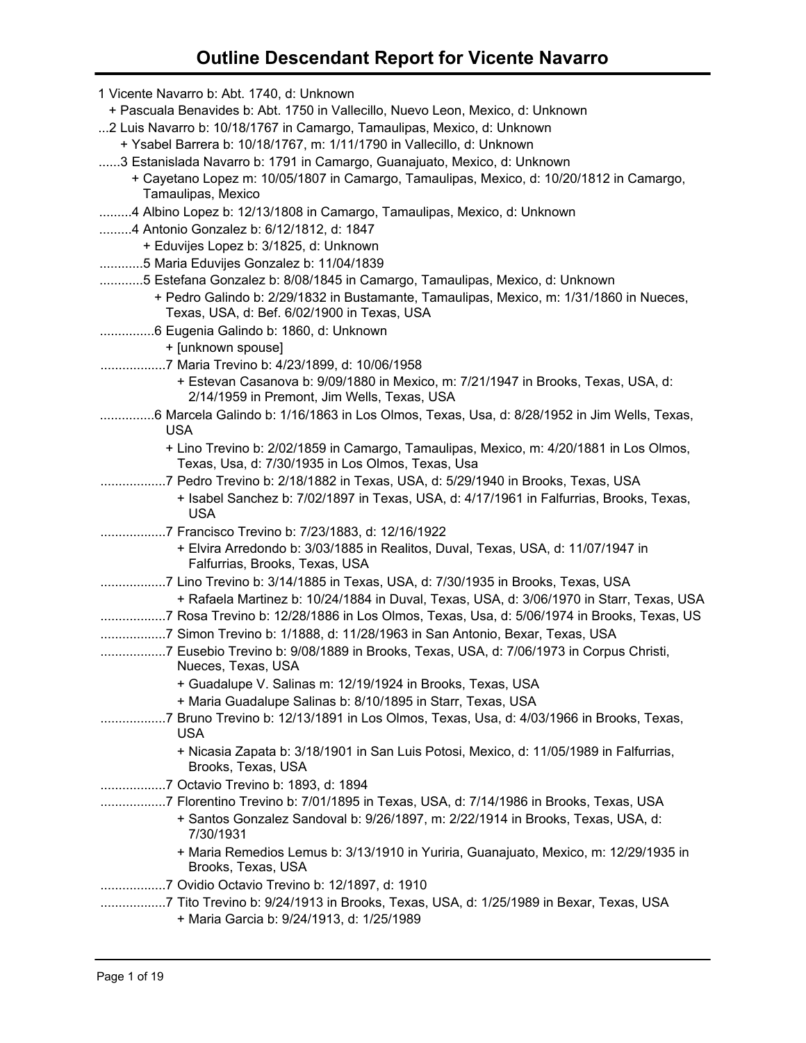# Outline Descendant Report for Vicente Navarro

1 Vicente Navarro b: Abt. 1740, d: Unknown
  + Pascuala Benavides b: Abt. 1750 in Vallecillo, Nuevo Leon, Mexico, d: Unknown
...2 Luis Navarro b: 10/18/1767 in Camargo, Tamaulipas, Mexico, d: Unknown
    + Ysabel Barrera b: 10/18/1767, m: 1/11/1790 in Vallecillo, d: Unknown
......3 Estanislada Navarro b: 1791 in Camargo, Guanajuato, Mexico, d: Unknown
      + Cayetano Lopez m: 10/05/1807 in Camargo, Tamaulipas, Mexico, d: 10/20/1812 in Camargo, Tamaulipas, Mexico
.........4 Albino Lopez b: 12/13/1808 in Camargo, Tamaulipas, Mexico, d: Unknown
.........4 Antonio Gonzalez b: 6/12/1812, d: 1847
        + Eduvijes Lopez b: 3/1825, d: Unknown
............5 Maria Eduvijes Gonzalez b: 11/04/1839
............5 Estefana Gonzalez b: 8/08/1845 in Camargo, Tamaulipas, Mexico, d: Unknown
          + Pedro Galindo b: 2/29/1832 in Bustamante, Tamaulipas, Mexico, m: 1/31/1860 in Nueces, Texas, USA, d: Bef. 6/02/1900 in Texas, USA
...............6 Eugenia Galindo b: 1860, d: Unknown
            + [unknown spouse]
..................7 Maria Trevino b: 4/23/1899, d: 10/06/1958
              + Estevan Casanova b: 9/09/1880 in Mexico, m: 7/21/1947 in Brooks, Texas, USA, d: 2/14/1959 in Premont, Jim Wells, Texas, USA
...............6 Marcela Galindo b: 1/16/1863 in Los Olmos, Texas, Usa, d: 8/28/1952 in Jim Wells, Texas, USA
            + Lino Trevino b: 2/02/1859 in Camargo, Tamaulipas, Mexico, m: 4/20/1881 in Los Olmos, Texas, Usa, d: 7/30/1935 in Los Olmos, Texas, Usa
..................7 Pedro Trevino b: 2/18/1882 in Texas, USA, d: 5/29/1940 in Brooks, Texas, USA
              + Isabel Sanchez b: 7/02/1897 in Texas, USA, d: 4/17/1961 in Falfurrias, Brooks, Texas, USA
..................7 Francisco Trevino b: 7/23/1883, d: 12/16/1922
              + Elvira Arredondo b: 3/03/1885 in Realitos, Duval, Texas, USA, d: 11/07/1947 in Falfurrias, Brooks, Texas, USA
..................7 Lino Trevino b: 3/14/1885 in Texas, USA, d: 7/30/1935 in Brooks, Texas, USA
              + Rafaela Martinez b: 10/24/1884 in Duval, Texas, USA, d: 3/06/1970 in Starr, Texas, USA
..................7 Rosa Trevino b: 12/28/1886 in Los Olmos, Texas, Usa, d: 5/06/1974 in Brooks, Texas, US
..................7 Simon Trevino b: 1/1888, d: 11/28/1963 in San Antonio, Bexar, Texas, USA
..................7 Eusebio Trevino b: 9/08/1889 in Brooks, Texas, USA, d: 7/06/1973 in Corpus Christi, Nueces, Texas, USA
              + Guadalupe V. Salinas m: 12/19/1924 in Brooks, Texas, USA
              + Maria Guadalupe Salinas b: 8/10/1895 in Starr, Texas, USA
..................7 Bruno Trevino b: 12/13/1891 in Los Olmos, Texas, Usa, d: 4/03/1966 in Brooks, Texas, USA
              + Nicasia Zapata b: 3/18/1901 in San Luis Potosi, Mexico, d: 11/05/1989 in Falfurrias, Brooks, Texas, USA
..................7 Octavio Trevino b: 1893, d: 1894
..................7 Florentino Trevino b: 7/01/1895 in Texas, USA, d: 7/14/1986 in Brooks, Texas, USA
              + Santos Gonzalez Sandoval b: 9/26/1897, m: 2/22/1914 in Brooks, Texas, USA, d: 7/30/1931
              + Maria Remedios Lemus b: 3/13/1910 in Yuriria, Guanajuato, Mexico, m: 12/29/1935 in Brooks, Texas, USA
..................7 Ovidio Octavio Trevino b: 12/1897, d: 1910
..................7 Tito Trevino b: 9/24/1913 in Brooks, Texas, USA, d: 1/25/1989 in Bexar, Texas, USA
              + Maria Garcia b: 9/24/1913, d: 1/25/1989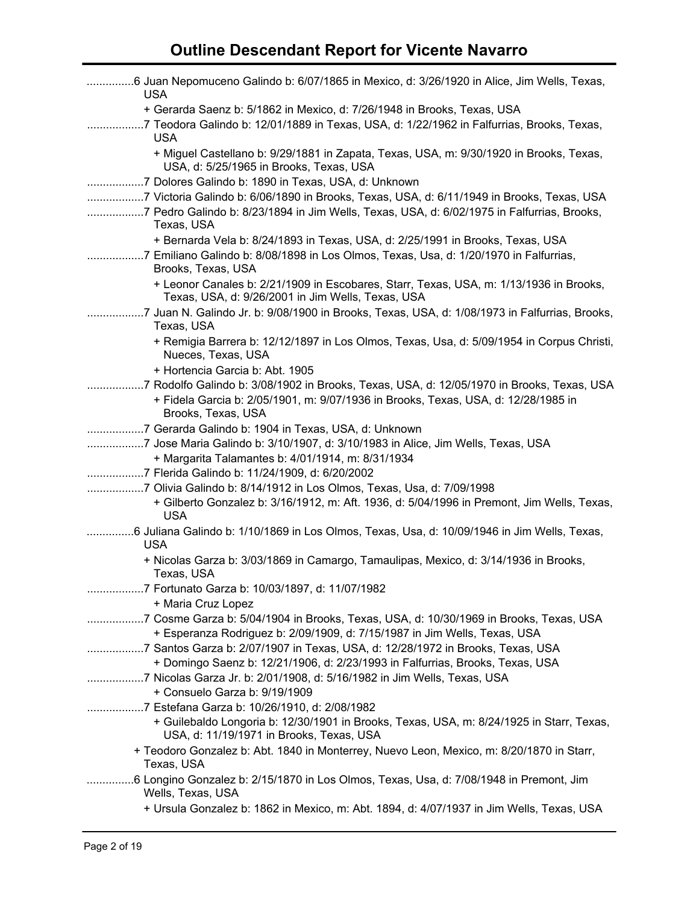# Outline Descendant Report for Vicente Navarro

...............6 Juan Nepomuceno Galindo b: 6/07/1865 in Mexico, d: 3/26/1920 in Alice, Jim Wells, Texas, USA

+ Gerarda Saenz b: 5/1862 in Mexico, d: 7/26/1948 in Brooks, Texas, USA

..................7 Teodora Galindo b: 12/01/1889 in Texas, USA, d: 1/22/1962 in Falfurrias, Brooks, Texas, USA

+ Miguel Castellano b: 9/29/1881 in Zapata, Texas, USA, m: 9/30/1920 in Brooks, Texas, USA, d: 5/25/1965 in Brooks, Texas, USA

..................7 Dolores Galindo b: 1890 in Texas, USA, d: Unknown

..................7 Victoria Galindo b: 6/06/1890 in Brooks, Texas, USA, d: 6/11/1949 in Brooks, Texas, USA

..................7 Pedro Galindo b: 8/23/1894 in Jim Wells, Texas, USA, d: 6/02/1975 in Falfurrias, Brooks, Texas, USA

+ Bernarda Vela b: 8/24/1893 in Texas, USA, d: 2/25/1991 in Brooks, Texas, USA

..................7 Emiliano Galindo b: 8/08/1898 in Los Olmos, Texas, Usa, d: 1/20/1970 in Falfurrias, Brooks, Texas, USA

+ Leonor Canales b: 2/21/1909 in Escobares, Starr, Texas, USA, m: 1/13/1936 in Brooks, Texas, USA, d: 9/26/2001 in Jim Wells, Texas, USA

..................7 Juan N. Galindo Jr. b: 9/08/1900 in Brooks, Texas, USA, d: 1/08/1973 in Falfurrias, Brooks, Texas, USA

+ Remigia Barrera b: 12/12/1897 in Los Olmos, Texas, Usa, d: 5/09/1954 in Corpus Christi, Nueces, Texas, USA

+ Hortencia Garcia b: Abt. 1905

..................7 Rodolfo Galindo b: 3/08/1902 in Brooks, Texas, USA, d: 12/05/1970 in Brooks, Texas, USA

+ Fidela Garcia b: 2/05/1901, m: 9/07/1936 in Brooks, Texas, USA, d: 12/28/1985 in Brooks, Texas, USA

..................7 Gerarda Galindo b: 1904 in Texas, USA, d: Unknown

..................7 Jose Maria Galindo b: 3/10/1907, d: 3/10/1983 in Alice, Jim Wells, Texas, USA

+ Margarita Talamantes b: 4/01/1914, m: 8/31/1934

..................7 Flerida Galindo b: 11/24/1909, d: 6/20/2002

..................7 Olivia Galindo b: 8/14/1912 in Los Olmos, Texas, Usa, d: 7/09/1998

+ Gilberto Gonzalez b: 3/16/1912, m: Aft. 1936, d: 5/04/1996 in Premont, Jim Wells, Texas, USA

...............6 Juliana Galindo b: 1/10/1869 in Los Olmos, Texas, Usa, d: 10/09/1946 in Jim Wells, Texas, USA

+ Nicolas Garza b: 3/03/1869 in Camargo, Tamaulipas, Mexico, d: 3/14/1936 in Brooks, Texas, USA

..................7 Fortunato Garza b: 10/03/1897, d: 11/07/1982

+ Maria Cruz Lopez

..................7 Cosme Garza b: 5/04/1904 in Brooks, Texas, USA, d: 10/30/1969 in Brooks, Texas, USA

+ Esperanza Rodriguez b: 2/09/1909, d: 7/15/1987 in Jim Wells, Texas, USA

..................7 Santos Garza b: 2/07/1907 in Texas, USA, d: 12/28/1972 in Brooks, Texas, USA

+ Domingo Saenz b: 12/21/1906, d: 2/23/1993 in Falfurrias, Brooks, Texas, USA

..................7 Nicolas Garza Jr. b: 2/01/1908, d: 5/16/1982 in Jim Wells, Texas, USA

+ Consuelo Garza b: 9/19/1909

..................7 Estefana Garza b: 10/26/1910, d: 2/08/1982

+ Guilebaldo Longoria b: 12/30/1901 in Brooks, Texas, USA, m: 8/24/1925 in Starr, Texas, USA, d: 11/19/1971 in Brooks, Texas, USA

+ Teodoro Gonzalez b: Abt. 1840 in Monterrey, Nuevo Leon, Mexico, m: 8/20/1870 in Starr, Texas, USA

...............6 Longino Gonzalez b: 2/15/1870 in Los Olmos, Texas, Usa, d: 7/08/1948 in Premont, Jim Wells, Texas, USA

+ Ursula Gonzalez b: 1862 in Mexico, m: Abt. 1894, d: 4/07/1937 in Jim Wells, Texas, USA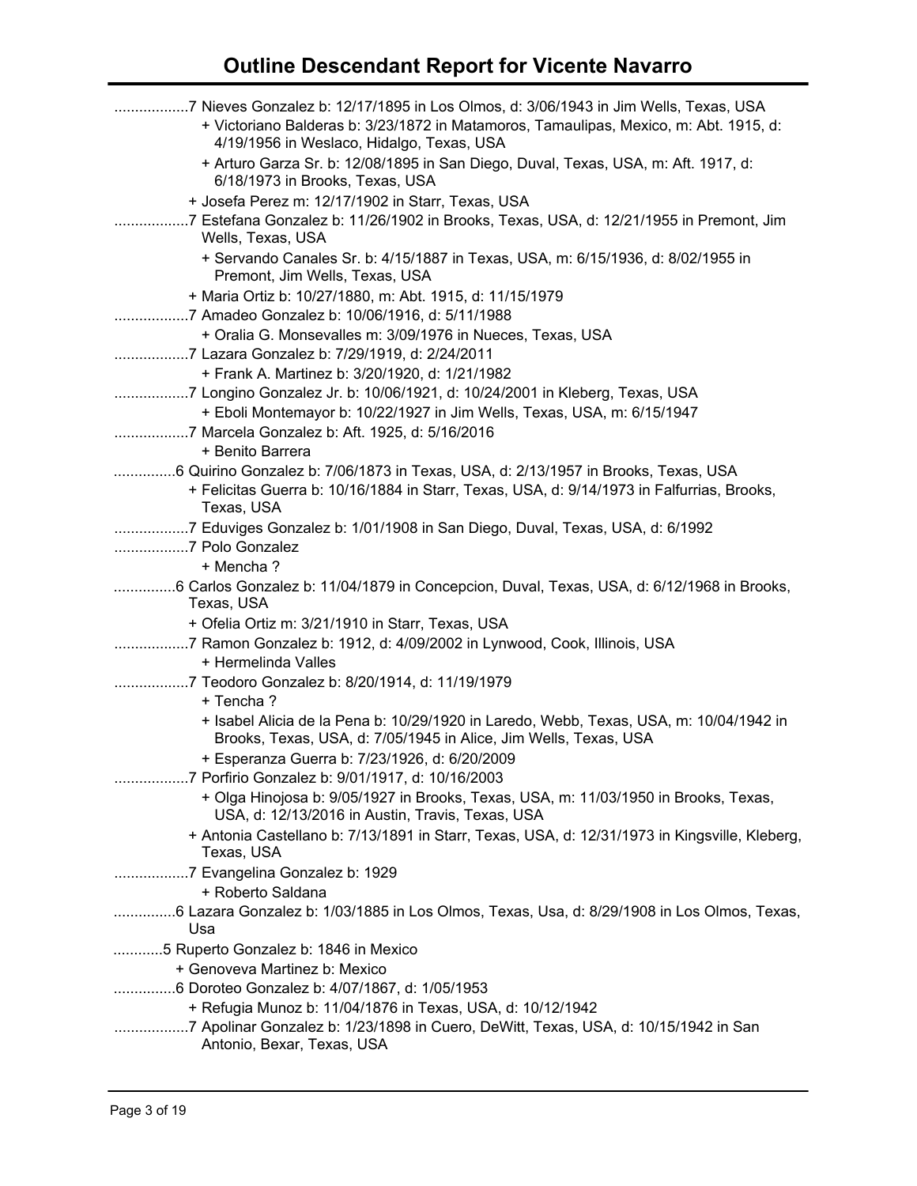# Outline Descendant Report for Vicente Navarro

..................7 Nieves Gonzalez b: 12/17/1895 in Los Olmos, d: 3/06/1943 in Jim Wells, Texas, USA
 + Victoriano Balderas b: 3/23/1872 in Matamoros, Tamaulipas, Mexico, m: Abt. 1915, d: 4/19/1956 in Weslaco, Hidalgo, Texas, USA
 + Arturo Garza Sr. b: 12/08/1895 in San Diego, Duval, Texas, USA, m: Aft. 1917, d: 6/18/1973 in Brooks, Texas, USA
 + Josefa Perez m: 12/17/1902 in Starr, Texas, USA
..................7 Estefana Gonzalez b: 11/26/1902 in Brooks, Texas, USA, d: 12/21/1955 in Premont, Jim Wells, Texas, USA
 + Servando Canales Sr. b: 4/15/1887 in Texas, USA, m: 6/15/1936, d: 8/02/1955 in Premont, Jim Wells, Texas, USA
 + Maria Ortiz b: 10/27/1880, m: Abt. 1915, d: 11/15/1979
..................7 Amadeo Gonzalez b: 10/06/1916, d: 5/11/1988
 + Oralia G. Monsevalles m: 3/09/1976 in Nueces, Texas, USA
..................7 Lazara Gonzalez b: 7/29/1919, d: 2/24/2011
 + Frank A. Martinez b: 3/20/1920, d: 1/21/1982
..................7 Longino Gonzalez Jr. b: 10/06/1921, d: 10/24/2001 in Kleberg, Texas, USA
 + Eboli Montemayor b: 10/22/1927 in Jim Wells, Texas, USA, m: 6/15/1947
..................7 Marcela Gonzalez b: Aft. 1925, d: 5/16/2016
 + Benito Barrera
...............6 Quirino Gonzalez b: 7/06/1873 in Texas, USA, d: 2/13/1957 in Brooks, Texas, USA
 + Felicitas Guerra b: 10/16/1884 in Starr, Texas, USA, d: 9/14/1973 in Falfurrias, Brooks, Texas, USA
..................7 Eduviges Gonzalez b: 1/01/1908 in San Diego, Duval, Texas, USA, d: 6/1992
..................7 Polo Gonzalez
 + Mencha ?
...............6 Carlos Gonzalez b: 11/04/1879 in Concepcion, Duval, Texas, USA, d: 6/12/1968 in Brooks, Texas, USA
 + Ofelia Ortiz m: 3/21/1910 in Starr, Texas, USA
..................7 Ramon Gonzalez b: 1912, d: 4/09/2002 in Lynwood, Cook, Illinois, USA
 + Hermelinda Valles
..................7 Teodoro Gonzalez b: 8/20/1914, d: 11/19/1979
 + Tencha ?
 + Isabel Alicia de la Pena b: 10/29/1920 in Laredo, Webb, Texas, USA, m: 10/04/1942 in Brooks, Texas, USA, d: 7/05/1945 in Alice, Jim Wells, Texas, USA
 + Esperanza Guerra b: 7/23/1926, d: 6/20/2009
..................7 Porfirio Gonzalez b: 9/01/1917, d: 10/16/2003
 + Olga Hinojosa b: 9/05/1927 in Brooks, Texas, USA, m: 11/03/1950 in Brooks, Texas, USA, d: 12/13/2016 in Austin, Travis, Texas, USA
 + Antonia Castellano b: 7/13/1891 in Starr, Texas, USA, d: 12/31/1973 in Kingsville, Kleberg, Texas, USA
..................7 Evangelina Gonzalez b: 1929
 + Roberto Saldana
...............6 Lazara Gonzalez b: 1/03/1885 in Los Olmos, Texas, Usa, d: 8/29/1908 in Los Olmos, Texas, Usa
............5 Ruperto Gonzalez b: 1846 in Mexico
 + Genoveva Martinez b: Mexico
...............6 Doroteo Gonzalez b: 4/07/1867, d: 1/05/1953
 + Refugia Munoz b: 11/04/1876 in Texas, USA, d: 10/12/1942
..................7 Apolinar Gonzalez b: 1/23/1898 in Cuero, DeWitt, Texas, USA, d: 10/15/1942 in San Antonio, Bexar, Texas, USA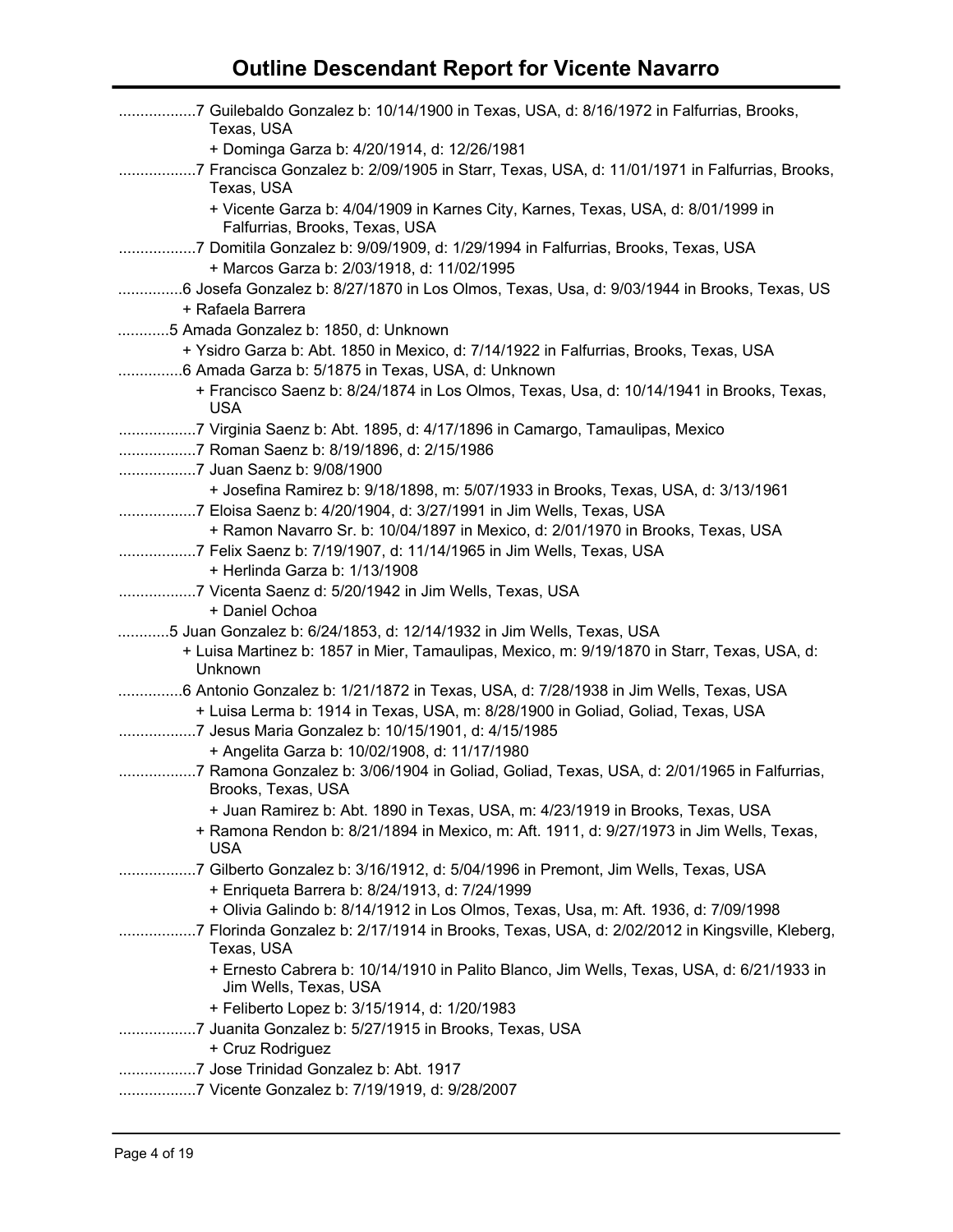# Outline Descendant Report for Vicente Navarro

..................7 Guilebaldo Gonzalez b: 10/14/1900 in Texas, USA, d: 8/16/1972 in Falfurrias, Brooks, Texas, USA

+ Dominga Garza b: 4/20/1914, d: 12/26/1981

..................7 Francisca Gonzalez b: 2/09/1905 in Starr, Texas, USA, d: 11/01/1971 in Falfurrias, Brooks, Texas, USA

+ Vicente Garza b: 4/04/1909 in Karnes City, Karnes, Texas, USA, d: 8/01/1999 in Falfurrias, Brooks, Texas, USA

..................7 Domitila Gonzalez b: 9/09/1909, d: 1/29/1994 in Falfurrias, Brooks, Texas, USA

+ Marcos Garza b: 2/03/1918, d: 11/02/1995

...............6 Josefa Gonzalez b: 8/27/1870 in Los Olmos, Texas, Usa, d: 9/03/1944 in Brooks, Texas, US

+ Rafaela Barrera

............5 Amada Gonzalez b: 1850, d: Unknown

+ Ysidro Garza b: Abt. 1850 in Mexico, d: 7/14/1922 in Falfurrias, Brooks, Texas, USA

...............6 Amada Garza b: 5/1875 in Texas, USA, d: Unknown

+ Francisco Saenz b: 8/24/1874 in Los Olmos, Texas, Usa, d: 10/14/1941 in Brooks, Texas, USA

..................7 Virginia Saenz b: Abt. 1895, d: 4/17/1896 in Camargo, Tamaulipas, Mexico

..................7 Roman Saenz b: 8/19/1896, d: 2/15/1986

..................7 Juan Saenz b: 9/08/1900

+ Josefina Ramirez b: 9/18/1898, m: 5/07/1933 in Brooks, Texas, USA, d: 3/13/1961

..................7 Eloisa Saenz b: 4/20/1904, d: 3/27/1991 in Jim Wells, Texas, USA

+ Ramon Navarro Sr. b: 10/04/1897 in Mexico, d: 2/01/1970 in Brooks, Texas, USA

..................7 Felix Saenz b: 7/19/1907, d: 11/14/1965 in Jim Wells, Texas, USA

+ Herlinda Garza b: 1/13/1908

..................7 Vicenta Saenz d: 5/20/1942 in Jim Wells, Texas, USA

+ Daniel Ochoa

............5 Juan Gonzalez b: 6/24/1853, d: 12/14/1932 in Jim Wells, Texas, USA

+ Luisa Martinez b: 1857 in Mier, Tamaulipas, Mexico, m: 9/19/1870 in Starr, Texas, USA, d: Unknown

...............6 Antonio Gonzalez b: 1/21/1872 in Texas, USA, d: 7/28/1938 in Jim Wells, Texas, USA

+ Luisa Lerma b: 1914 in Texas, USA, m: 8/28/1900 in Goliad, Goliad, Texas, USA

..................7 Jesus Maria Gonzalez b: 10/15/1901, d: 4/15/1985

+ Angelita Garza b: 10/02/1908, d: 11/17/1980

..................7 Ramona Gonzalez b: 3/06/1904 in Goliad, Goliad, Texas, USA, d: 2/01/1965 in Falfurrias, Brooks, Texas, USA

+ Juan Ramirez b: Abt. 1890 in Texas, USA, m: 4/23/1919 in Brooks, Texas, USA

+ Ramona Rendon b: 8/21/1894 in Mexico, m: Aft. 1911, d: 9/27/1973 in Jim Wells, Texas, USA

..................7 Gilberto Gonzalez b: 3/16/1912, d: 5/04/1996 in Premont, Jim Wells, Texas, USA

+ Enriqueta Barrera b: 8/24/1913, d: 7/24/1999

+ Olivia Galindo b: 8/14/1912 in Los Olmos, Texas, Usa, m: Aft. 1936, d: 7/09/1998

..................7 Florinda Gonzalez b: 2/17/1914 in Brooks, Texas, USA, d: 2/02/2012 in Kingsville, Kleberg, Texas, USA

+ Ernesto Cabrera b: 10/14/1910 in Palito Blanco, Jim Wells, Texas, USA, d: 6/21/1933 in Jim Wells, Texas, USA

+ Feliberto Lopez b: 3/15/1914, d: 1/20/1983

..................7 Juanita Gonzalez b: 5/27/1915 in Brooks, Texas, USA

+ Cruz Rodriguez

..................7 Jose Trinidad Gonzalez b: Abt. 1917

..................7 Vicente Gonzalez b: 7/19/1919, d: 9/28/2007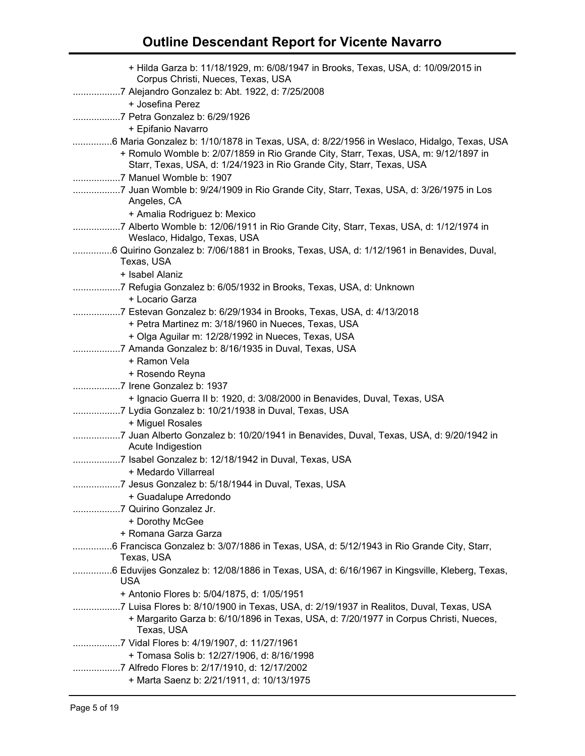# Outline Descendant Report for Vicente Navarro

+ Hilda Garza b: 11/18/1929, m: 6/08/1947 in Brooks, Texas, USA, d: 10/09/2015 in Corpus Christi, Nueces, Texas, USA

..................7 Alejandro Gonzalez b: Abt. 1922, d: 7/25/2008

+ Josefina Perez

..................7 Petra Gonzalez b: 6/29/1926

+ Epifanio Navarro

...............6 Maria Gonzalez b: 1/10/1878 in Texas, USA, d: 8/22/1956 in Weslaco, Hidalgo, Texas, USA

+ Romulo Womble b: 2/07/1859 in Rio Grande City, Starr, Texas, USA, m: 9/12/1897 in Starr, Texas, USA, d: 1/24/1923 in Rio Grande City, Starr, Texas, USA

..................7 Manuel Womble b: 1907

..................7 Juan Womble b: 9/24/1909 in Rio Grande City, Starr, Texas, USA, d: 3/26/1975 in Los Angeles, CA

+ Amalia Rodriguez b: Mexico

..................7 Alberto Womble b: 12/06/1911 in Rio Grande City, Starr, Texas, USA, d: 1/12/1974 in Weslaco, Hidalgo, Texas, USA

...............6 Quirino Gonzalez b: 7/06/1881 in Brooks, Texas, USA, d: 1/12/1961 in Benavides, Duval, Texas, USA

+ Isabel Alaniz

..................7 Refugia Gonzalez b: 6/05/1932 in Brooks, Texas, USA, d: Unknown

+ Locario Garza

..................7 Estevan Gonzalez b: 6/29/1934 in Brooks, Texas, USA, d: 4/13/2018

+ Petra Martinez m: 3/18/1960 in Nueces, Texas, USA

+ Olga Aguilar m: 12/28/1992 in Nueces, Texas, USA

..................7 Amanda Gonzalez b: 8/16/1935 in Duval, Texas, USA

+ Ramon Vela

+ Rosendo Reyna

..................7 Irene Gonzalez b: 1937

+ Ignacio Guerra II b: 1920, d: 3/08/2000 in Benavides, Duval, Texas, USA

..................7 Lydia Gonzalez b: 10/21/1938 in Duval, Texas, USA

+ Miguel Rosales

..................7 Juan Alberto Gonzalez b: 10/20/1941 in Benavides, Duval, Texas, USA, d: 9/20/1942 in Acute Indigestion

..................7 Isabel Gonzalez b: 12/18/1942 in Duval, Texas, USA

+ Medardo Villarreal

..................7 Jesus Gonzalez b: 5/18/1944 in Duval, Texas, USA

+ Guadalupe Arredondo

..................7 Quirino Gonzalez Jr.

+ Dorothy McGee

+ Romana Garza Garza

...............6 Francisca Gonzalez b: 3/07/1886 in Texas, USA, d: 5/12/1943 in Rio Grande City, Starr, Texas, USA

...............6 Eduvijes Gonzalez b: 12/08/1886 in Texas, USA, d: 6/16/1967 in Kingsville, Kleberg, Texas, USA

+ Antonio Flores b: 5/04/1875, d: 1/05/1951

..................7 Luisa Flores b: 8/10/1900 in Texas, USA, d: 2/19/1937 in Realitos, Duval, Texas, USA

+ Margarito Garza b: 6/10/1896 in Texas, USA, d: 7/20/1977 in Corpus Christi, Nueces, Texas, USA

..................7 Vidal Flores b: 4/19/1907, d: 11/27/1961

+ Tomasa Solis b: 12/27/1906, d: 8/16/1998

..................7 Alfredo Flores b: 2/17/1910, d: 12/17/2002

+ Marta Saenz b: 2/21/1911, d: 10/13/1975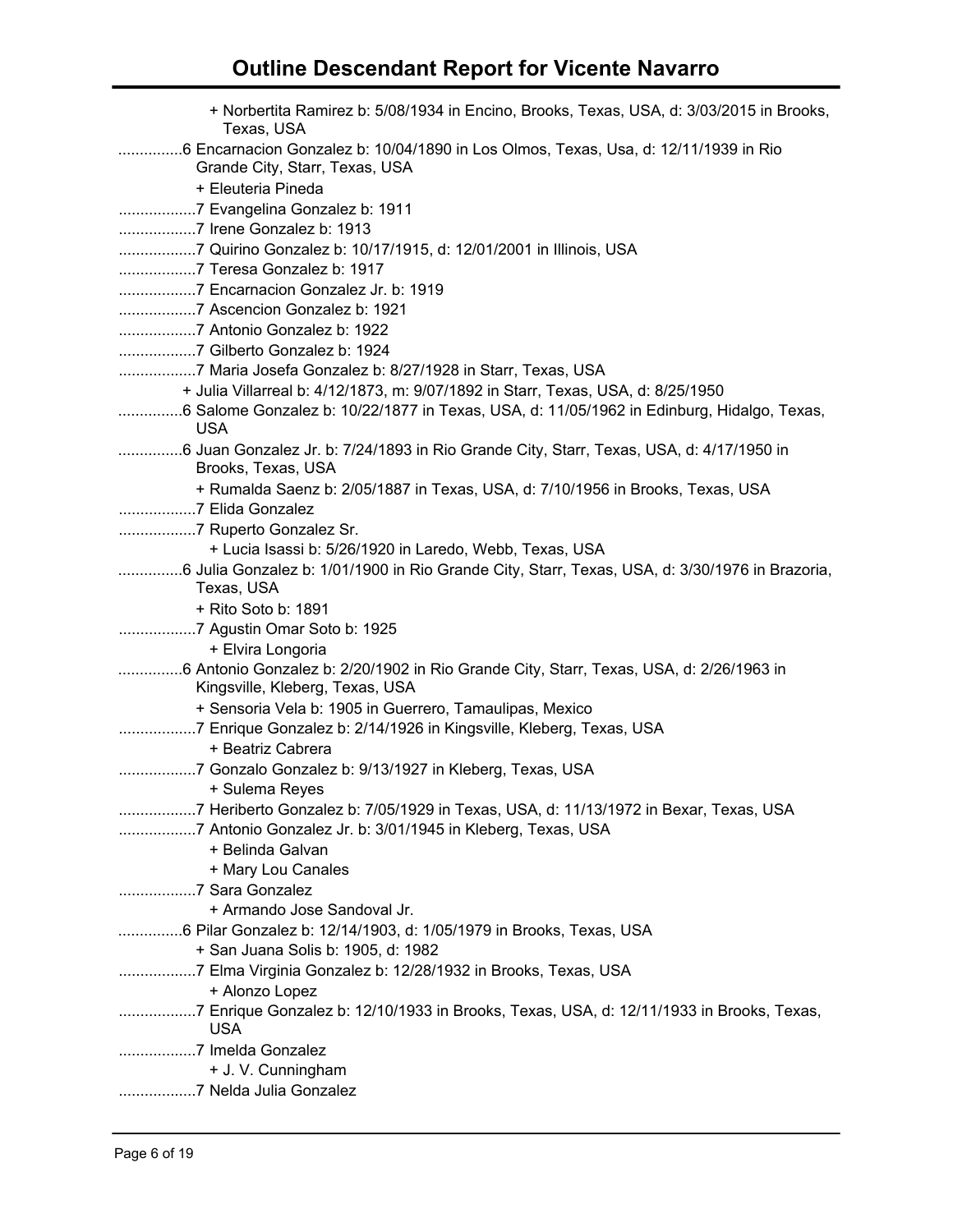# Outline Descendant Report for Vicente Navarro

+ Norbertita Ramirez b: 5/08/1934 in Encino, Brooks, Texas, USA, d: 3/03/2015 in Brooks, Texas, USA

...............6 Encarnacion Gonzalez b: 10/04/1890 in Los Olmos, Texas, Usa, d: 12/11/1939 in Rio Grande City, Starr, Texas, USA

+ Eleuteria Pineda

..................7 Evangelina Gonzalez b: 1911

..................7 Irene Gonzalez b: 1913

..................7 Quirino Gonzalez b: 10/17/1915, d: 12/01/2001 in Illinois, USA

..................7 Teresa Gonzalez b: 1917

..................7 Encarnacion Gonzalez Jr. b: 1919

..................7 Ascencion Gonzalez b: 1921

..................7 Antonio Gonzalez b: 1922

..................7 Gilberto Gonzalez b: 1924

..................7 Maria Josefa Gonzalez b: 8/27/1928 in Starr, Texas, USA

+ Julia Villarreal b: 4/12/1873, m: 9/07/1892 in Starr, Texas, USA, d: 8/25/1950

...............6 Salome Gonzalez b: 10/22/1877 in Texas, USA, d: 11/05/1962 in Edinburg, Hidalgo, Texas, USA

...............6 Juan Gonzalez Jr. b: 7/24/1893 in Rio Grande City, Starr, Texas, USA, d: 4/17/1950 in Brooks, Texas, USA

+ Rumalda Saenz b: 2/05/1887 in Texas, USA, d: 7/10/1956 in Brooks, Texas, USA

..................7 Elida Gonzalez

..................7 Ruperto Gonzalez Sr.

+ Lucia Isassi b: 5/26/1920 in Laredo, Webb, Texas, USA

...............6 Julia Gonzalez b: 1/01/1900 in Rio Grande City, Starr, Texas, USA, d: 3/30/1976 in Brazoria, Texas, USA

+ Rito Soto b: 1891

..................7 Agustin Omar Soto b: 1925

+ Elvira Longoria

...............6 Antonio Gonzalez b: 2/20/1902 in Rio Grande City, Starr, Texas, USA, d: 2/26/1963 in Kingsville, Kleberg, Texas, USA

+ Sensoria Vela b: 1905 in Guerrero, Tamaulipas, Mexico

..................7 Enrique Gonzalez b: 2/14/1926 in Kingsville, Kleberg, Texas, USA

+ Beatriz Cabrera

..................7 Gonzalo Gonzalez b: 9/13/1927 in Kleberg, Texas, USA

+ Sulema Reyes

..................7 Heriberto Gonzalez b: 7/05/1929 in Texas, USA, d: 11/13/1972 in Bexar, Texas, USA

..................7 Antonio Gonzalez Jr. b: 3/01/1945 in Kleberg, Texas, USA

+ Belinda Galvan

+ Mary Lou Canales

..................7 Sara Gonzalez

+ Armando Jose Sandoval Jr.

...............6 Pilar Gonzalez b: 12/14/1903, d: 1/05/1979 in Brooks, Texas, USA

+ San Juana Solis b: 1905, d: 1982

..................7 Elma Virginia Gonzalez b: 12/28/1932 in Brooks, Texas, USA

+ Alonzo Lopez

..................7 Enrique Gonzalez b: 12/10/1933 in Brooks, Texas, USA, d: 12/11/1933 in Brooks, Texas, USA

..................7 Imelda Gonzalez

+ J. V. Cunningham

..................7 Nelda Julia Gonzalez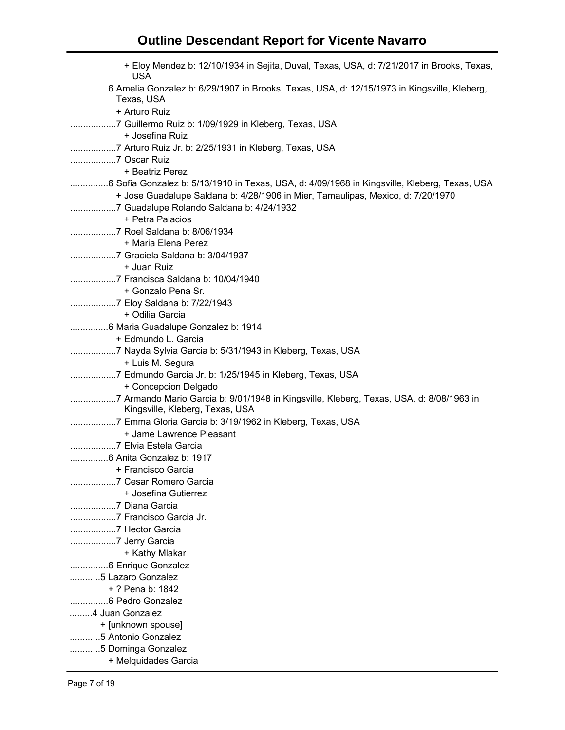# Outline Descendant Report for Vicente Navarro

+ Eloy Mendez b: 12/10/1934 in Sejita, Duval, Texas, USA, d: 7/21/2017 in Brooks, Texas, USA

...............6 Amelia Gonzalez b: 6/29/1907 in Brooks, Texas, USA, d: 12/15/1973 in Kingsville, Kleberg, Texas, USA

+ Arturo Ruiz

..................7 Guillermo Ruiz b: 1/09/1929 in Kleberg, Texas, USA

+ Josefina Ruiz

..................7 Arturo Ruiz Jr. b: 2/25/1931 in Kleberg, Texas, USA

..................7 Oscar Ruiz

+ Beatriz Perez

...............6 Sofia Gonzalez b: 5/13/1910 in Texas, USA, d: 4/09/1968 in Kingsville, Kleberg, Texas, USA

+ Jose Guadalupe Saldana b: 4/28/1906 in Mier, Tamaulipas, Mexico, d: 7/20/1970

..................7 Guadalupe Rolando Saldana b: 4/24/1932

+ Petra Palacios

..................7 Roel Saldana b: 8/06/1934

+ Maria Elena Perez

..................7 Graciela Saldana b: 3/04/1937

+ Juan Ruiz

..................7 Francisca Saldana b: 10/04/1940

+ Gonzalo Pena Sr.

..................7 Eloy Saldana b: 7/22/1943

+ Odilia Garcia

...............6 Maria Guadalupe Gonzalez b: 1914

+ Edmundo L. Garcia

..................7 Nayda Sylvia Garcia b: 5/31/1943 in Kleberg, Texas, USA

+ Luis M. Segura

..................7 Edmundo Garcia Jr. b: 1/25/1945 in Kleberg, Texas, USA

+ Concepcion Delgado

..................7 Armando Mario Garcia b: 9/01/1948 in Kingsville, Kleberg, Texas, USA, d: 8/08/1963 in Kingsville, Kleberg, Texas, USA

..................7 Emma Gloria Garcia b: 3/19/1962 in Kleberg, Texas, USA

+ Jame Lawrence Pleasant

..................7 Elvia Estela Garcia

...............6 Anita Gonzalez b: 1917

+ Francisco Garcia

..................7 Cesar Romero Garcia

+ Josefina Gutierrez

..................7 Diana Garcia

..................7 Francisco Garcia Jr.

..................7 Hector Garcia

..................7 Jerry Garcia

+ Kathy Mlakar

...............6 Enrique Gonzalez

............5 Lazaro Gonzalez

+ ? Pena b: 1842

...............6 Pedro Gonzalez

.........4 Juan Gonzalez

+ [unknown spouse]

............5 Antonio Gonzalez

............5 Dominga Gonzalez

+ Melquidades Garcia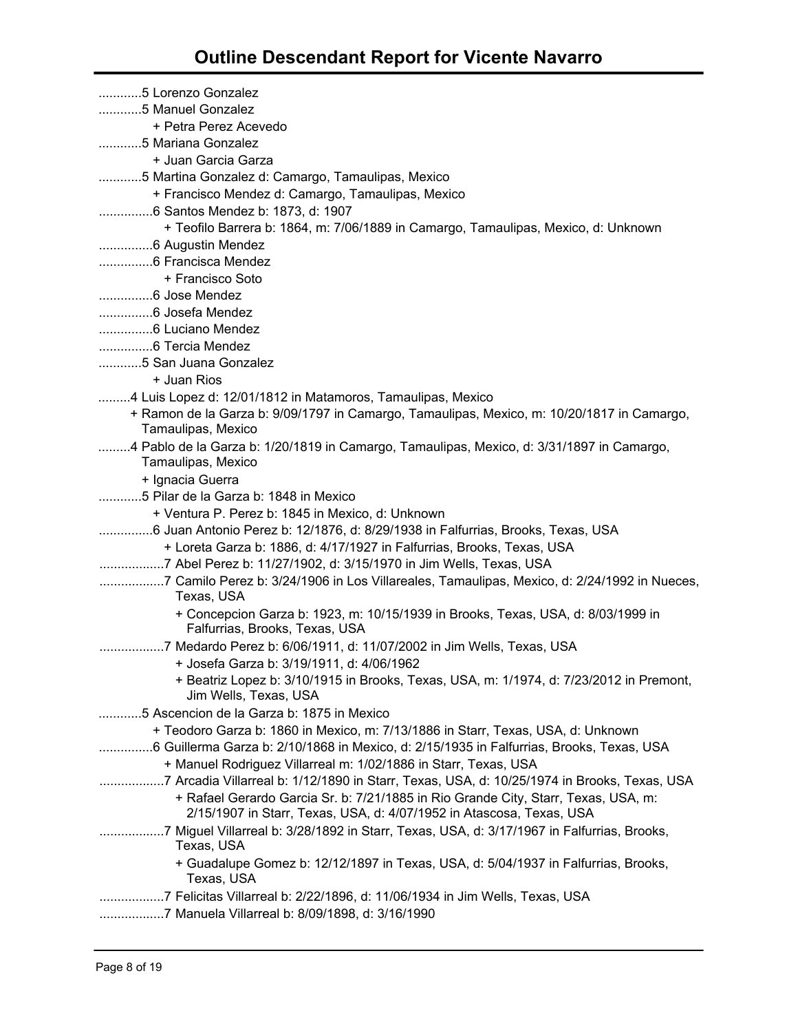# Outline Descendant Report for Vicente Navarro

............5 Lorenzo Gonzalez

............5 Manuel Gonzalez

+ Petra Perez Acevedo

............5 Mariana Gonzalez

+ Juan Garcia Garza

............5 Martina Gonzalez d: Camargo, Tamaulipas, Mexico

+ Francisco Mendez d: Camargo, Tamaulipas, Mexico

...............6 Santos Mendez b: 1873, d: 1907

+ Teofilo Barrera b: 1864, m: 7/06/1889 in Camargo, Tamaulipas, Mexico, d: Unknown

...............6 Augustin Mendez

...............6 Francisca Mendez

+ Francisco Soto

...............6 Jose Mendez

...............6 Josefa Mendez

...............6 Luciano Mendez

...............6 Tercia Mendez

............5 San Juana Gonzalez

+ Juan Rios

.........4 Luis Lopez d: 12/01/1812 in Matamoros, Tamaulipas, Mexico

+ Ramon de la Garza b: 9/09/1797 in Camargo, Tamaulipas, Mexico, m: 10/20/1817 in Camargo, Tamaulipas, Mexico

.........4 Pablo de la Garza b: 1/20/1819 in Camargo, Tamaulipas, Mexico, d: 3/31/1897 in Camargo, Tamaulipas, Mexico

+ Ignacia Guerra

............5 Pilar de la Garza b: 1848 in Mexico

+ Ventura P. Perez b: 1845 in Mexico, d: Unknown

...............6 Juan Antonio Perez b: 12/1876, d: 8/29/1938 in Falfurrias, Brooks, Texas, USA

+ Loreta Garza b: 1886, d: 4/17/1927 in Falfurrias, Brooks, Texas, USA

..................7 Abel Perez b: 11/27/1902, d: 3/15/1970 in Jim Wells, Texas, USA

..................7 Camilo Perez b: 3/24/1906 in Los Villareales, Tamaulipas, Mexico, d: 2/24/1992 in Nueces, Texas, USA

+ Concepcion Garza b: 1923, m: 10/15/1939 in Brooks, Texas, USA, d: 8/03/1999 in Falfurrias, Brooks, Texas, USA

..................7 Medardo Perez b: 6/06/1911, d: 11/07/2002 in Jim Wells, Texas, USA

+ Josefa Garza b: 3/19/1911, d: 4/06/1962

+ Beatriz Lopez b: 3/10/1915 in Brooks, Texas, USA, m: 1/1974, d: 7/23/2012 in Premont, Jim Wells, Texas, USA

............5 Ascencion de la Garza b: 1875 in Mexico

+ Teodoro Garza b: 1860 in Mexico, m: 7/13/1886 in Starr, Texas, USA, d: Unknown

...............6 Guillerma Garza b: 2/10/1868 in Mexico, d: 2/15/1935 in Falfurrias, Brooks, Texas, USA

+ Manuel Rodriguez Villarreal m: 1/02/1886 in Starr, Texas, USA

..................7 Arcadia Villarreal b: 1/12/1890 in Starr, Texas, USA, d: 10/25/1974 in Brooks, Texas, USA

+ Rafael Gerardo Garcia Sr. b: 7/21/1885 in Rio Grande City, Starr, Texas, USA, m: 2/15/1907 in Starr, Texas, USA, d: 4/07/1952 in Atascosa, Texas, USA

..................7 Miguel Villarreal b: 3/28/1892 in Starr, Texas, USA, d: 3/17/1967 in Falfurrias, Brooks, Texas, USA

+ Guadalupe Gomez b: 12/12/1897 in Texas, USA, d: 5/04/1937 in Falfurrias, Brooks, Texas, USA

..................7 Felicitas Villarreal b: 2/22/1896, d: 11/06/1934 in Jim Wells, Texas, USA

..................7 Manuela Villarreal b: 8/09/1898, d: 3/16/1990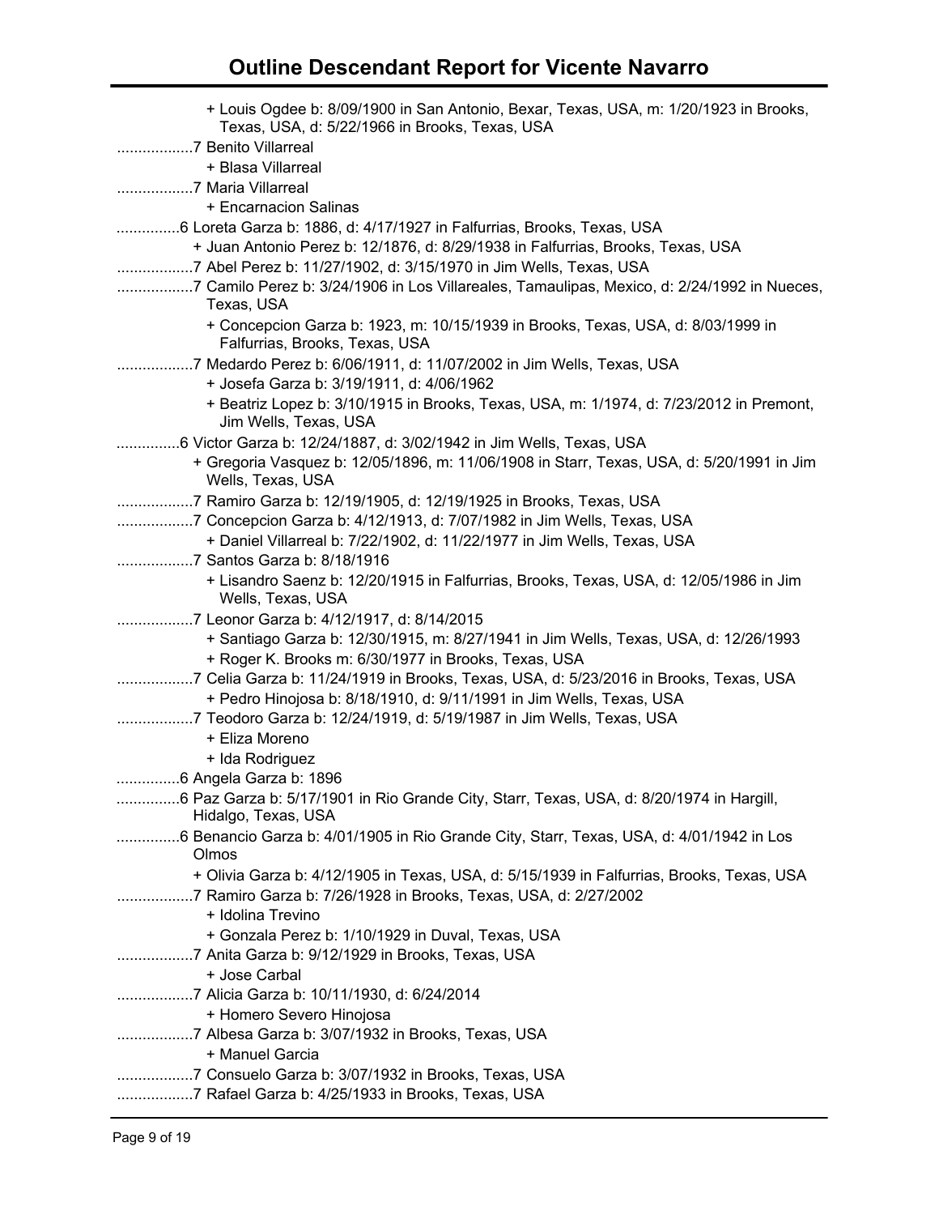# Outline Descendant Report for Vicente Navarro

+ Louis Ogdee b: 8/09/1900 in San Antonio, Bexar, Texas, USA, m: 1/20/1923 in Brooks, Texas, USA, d: 5/22/1966 in Brooks, Texas, USA

..................7 Benito Villarreal

+ Blasa Villarreal

..................7 Maria Villarreal

+ Encarnacion Salinas

...............6 Loreta Garza b: 1886, d: 4/17/1927 in Falfurrias, Brooks, Texas, USA

+ Juan Antonio Perez b: 12/1876, d: 8/29/1938 in Falfurrias, Brooks, Texas, USA

..................7 Abel Perez b: 11/27/1902, d: 3/15/1970 in Jim Wells, Texas, USA

..................7 Camilo Perez b: 3/24/1906 in Los Villareales, Tamaulipas, Mexico, d: 2/24/1992 in Nueces, Texas, USA

+ Concepcion Garza b: 1923, m: 10/15/1939 in Brooks, Texas, USA, d: 8/03/1999 in Falfurrias, Brooks, Texas, USA

..................7 Medardo Perez b: 6/06/1911, d: 11/07/2002 in Jim Wells, Texas, USA

+ Josefa Garza b: 3/19/1911, d: 4/06/1962

+ Beatriz Lopez b: 3/10/1915 in Brooks, Texas, USA, m: 1/1974, d: 7/23/2012 in Premont, Jim Wells, Texas, USA

...............6 Victor Garza b: 12/24/1887, d: 3/02/1942 in Jim Wells, Texas, USA

+ Gregoria Vasquez b: 12/05/1896, m: 11/06/1908 in Starr, Texas, USA, d: 5/20/1991 in Jim Wells, Texas, USA

..................7 Ramiro Garza b: 12/19/1905, d: 12/19/1925 in Brooks, Texas, USA

..................7 Concepcion Garza b: 4/12/1913, d: 7/07/1982 in Jim Wells, Texas, USA

+ Daniel Villarreal b: 7/22/1902, d: 11/22/1977 in Jim Wells, Texas, USA

..................7 Santos Garza b: 8/18/1916

+ Lisandro Saenz b: 12/20/1915 in Falfurrias, Brooks, Texas, USA, d: 12/05/1986 in Jim Wells, Texas, USA

..................7 Leonor Garza b: 4/12/1917, d: 8/14/2015

+ Santiago Garza b: 12/30/1915, m: 8/27/1941 in Jim Wells, Texas, USA, d: 12/26/1993

+ Roger K. Brooks m: 6/30/1977 in Brooks, Texas, USA

..................7 Celia Garza b: 11/24/1919 in Brooks, Texas, USA, d: 5/23/2016 in Brooks, Texas, USA

+ Pedro Hinojosa b: 8/18/1910, d: 9/11/1991 in Jim Wells, Texas, USA

..................7 Teodoro Garza b: 12/24/1919, d: 5/19/1987 in Jim Wells, Texas, USA

+ Eliza Moreno

+ Ida Rodriguez

...............6 Angela Garza b: 1896

...............6 Paz Garza b: 5/17/1901 in Rio Grande City, Starr, Texas, USA, d: 8/20/1974 in Hargill, Hidalgo, Texas, USA

...............6 Benancio Garza b: 4/01/1905 in Rio Grande City, Starr, Texas, USA, d: 4/01/1942 in Los Olmos

+ Olivia Garza b: 4/12/1905 in Texas, USA, d: 5/15/1939 in Falfurrias, Brooks, Texas, USA

..................7 Ramiro Garza b: 7/26/1928 in Brooks, Texas, USA, d: 2/27/2002

+ Idolina Trevino

+ Gonzala Perez b: 1/10/1929 in Duval, Texas, USA

..................7 Anita Garza b: 9/12/1929 in Brooks, Texas, USA

+ Jose Carbal

..................7 Alicia Garza b: 10/11/1930, d: 6/24/2014

+ Homero Severo Hinojosa

..................7 Albesa Garza b: 3/07/1932 in Brooks, Texas, USA

+ Manuel Garcia

..................7 Consuelo Garza b: 3/07/1932 in Brooks, Texas, USA

..................7 Rafael Garza b: 4/25/1933 in Brooks, Texas, USA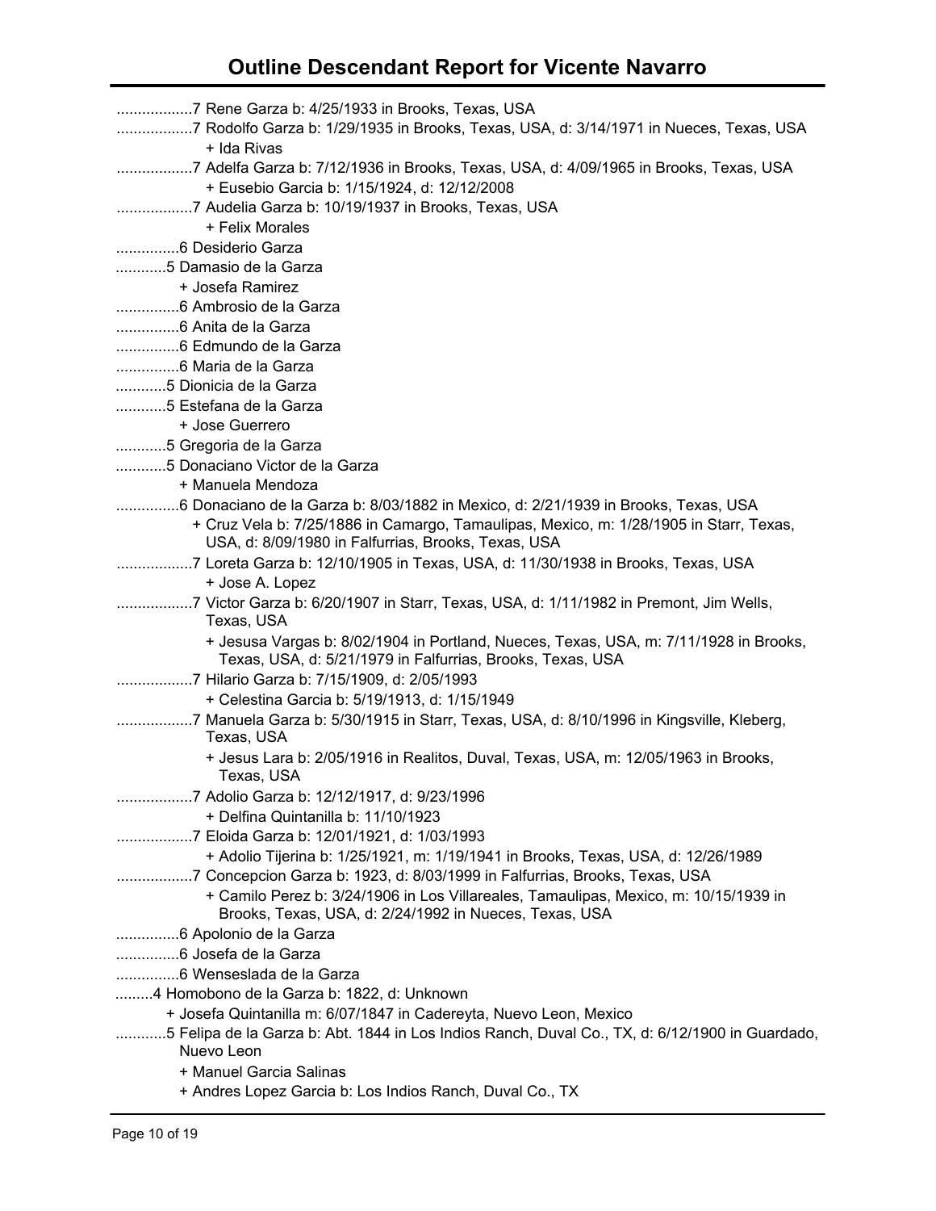..................7 Rene Garza b: 4/25/1933 in Brooks, Texas, USA

..................7 Rodolfo Garza b: 1/29/1935 in Brooks, Texas, USA, d: 3/14/1971 in Nueces, Texas, USA

+ Ida Rivas

..................7 Adelfa Garza b: 7/12/1936 in Brooks, Texas, USA, d: 4/09/1965 in Brooks, Texas, USA

+ Eusebio Garcia b: 1/15/1924, d: 12/12/2008

..................7 Audelia Garza b: 10/19/1937 in Brooks, Texas, USA

+ Felix Morales

...............6 Desiderio Garza

............5 Damasio de la Garza

+ Josefa Ramirez

...............6 Ambrosio de la Garza

...............6 Anita de la Garza

...............6 Edmundo de la Garza

...............6 Maria de la Garza

............5 Dionicia de la Garza

............5 Estefana de la Garza

+ Jose Guerrero

............5 Gregoria de la Garza

............5 Donaciano Victor de la Garza

+ Manuela Mendoza

...............6 Donaciano de la Garza b: 8/03/1882 in Mexico, d: 2/21/1939 in Brooks, Texas, USA

+ Cruz Vela b: 7/25/1886 in Camargo, Tamaulipas, Mexico, m: 1/28/1905 in Starr, Texas, USA, d: 8/09/1980 in Falfurrias, Brooks, Texas, USA

..................7 Loreta Garza b: 12/10/1905 in Texas, USA, d: 11/30/1938 in Brooks, Texas, USA

+ Jose A. Lopez

..................7 Victor Garza b: 6/20/1907 in Starr, Texas, USA, d: 1/11/1982 in Premont, Jim Wells, Texas, USA

+ Jesusa Vargas b: 8/02/1904 in Portland, Nueces, Texas, USA, m: 7/11/1928 in Brooks, Texas, USA, d: 5/21/1979 in Falfurrias, Brooks, Texas, USA

..................7 Hilario Garza b: 7/15/1909, d: 2/05/1993

+ Celestina Garcia b: 5/19/1913, d: 1/15/1949

..................7 Manuela Garza b: 5/30/1915 in Starr, Texas, USA, d: 8/10/1996 in Kingsville, Kleberg, Texas, USA

+ Jesus Lara b: 2/05/1916 in Realitos, Duval, Texas, USA, m: 12/05/1963 in Brooks, Texas, USA

..................7 Adolio Garza b: 12/12/1917, d: 9/23/1996

+ Delfina Quintanilla b: 11/10/1923

..................7 Eloida Garza b: 12/01/1921, d: 1/03/1993

+ Adolio Tijerina b: 1/25/1921, m: 1/19/1941 in Brooks, Texas, USA, d: 12/26/1989

..................7 Concepcion Garza b: 1923, d: 8/03/1999 in Falfurrias, Brooks, Texas, USA

+ Camilo Perez b: 3/24/1906 in Los Villareales, Tamaulipas, Mexico, m: 10/15/1939 in Brooks, Texas, USA, d: 2/24/1992 in Nueces, Texas, USA

...............6 Apolonio de la Garza

...............6 Josefa de la Garza

...............6 Wenseslada de la Garza

.........4 Homobono de la Garza b: 1822, d: Unknown

+ Josefa Quintanilla m: 6/07/1847 in Cadereyta, Nuevo Leon, Mexico

............5 Felipa de la Garza b: Abt. 1844 in Los Indios Ranch, Duval Co., TX, d: 6/12/1900 in Guardado, Nuevo Leon

+ Manuel Garcia Salinas

+ Andres Lopez Garcia b: Los Indios Ranch, Duval Co., TX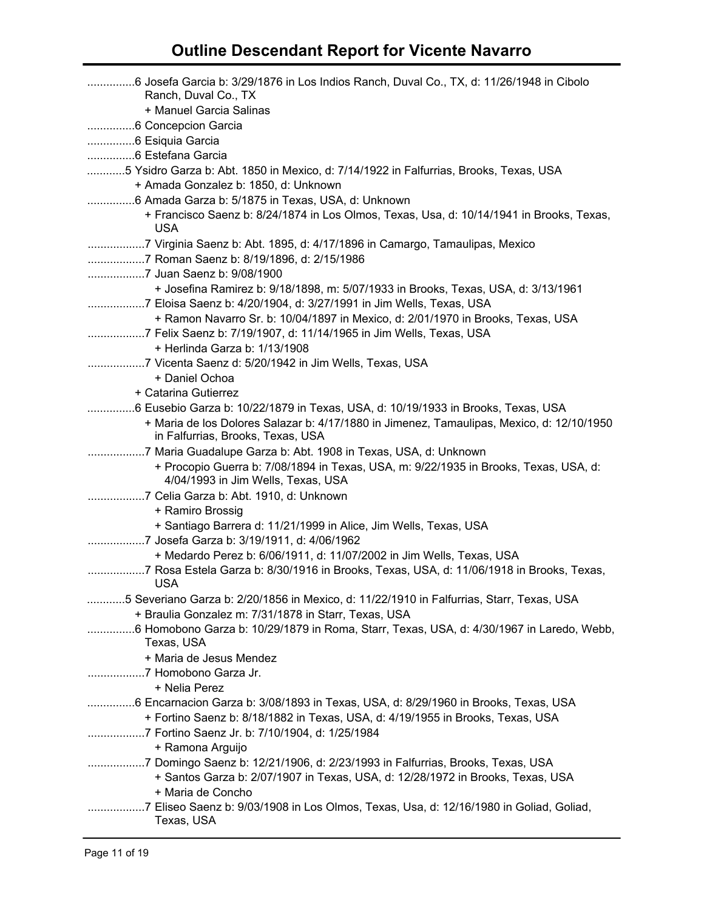# Outline Descendant Report for Vicente Navarro

...............6 Josefa Garcia b: 3/29/1876 in Los Indios Ranch, Duval Co., TX, d: 11/26/1948 in Cibolo Ranch, Duval Co., TX
+ Manuel Garcia Salinas
...............6 Concepcion Garcia
...............6 Esiquia Garcia
...............6 Estefana Garcia
............5 Ysidro Garza b: Abt. 1850 in Mexico, d: 7/14/1922 in Falfurrias, Brooks, Texas, USA
+ Amada Gonzalez b: 1850, d: Unknown
...............6 Amada Garza b: 5/1875 in Texas, USA, d: Unknown
+ Francisco Saenz b: 8/24/1874 in Los Olmos, Texas, Usa, d: 10/14/1941 in Brooks, Texas, USA
..................7 Virginia Saenz b: Abt. 1895, d: 4/17/1896 in Camargo, Tamaulipas, Mexico
..................7 Roman Saenz b: 8/19/1896, d: 2/15/1986
..................7 Juan Saenz b: 9/08/1900
+ Josefina Ramirez b: 9/18/1898, m: 5/07/1933 in Brooks, Texas, USA, d: 3/13/1961
..................7 Eloisa Saenz b: 4/20/1904, d: 3/27/1991 in Jim Wells, Texas, USA
+ Ramon Navarro Sr. b: 10/04/1897 in Mexico, d: 2/01/1970 in Brooks, Texas, USA
..................7 Felix Saenz b: 7/19/1907, d: 11/14/1965 in Jim Wells, Texas, USA
+ Herlinda Garza b: 1/13/1908
..................7 Vicenta Saenz d: 5/20/1942 in Jim Wells, Texas, USA
+ Daniel Ochoa
+ Catarina Gutierrez
...............6 Eusebio Garza b: 10/22/1879 in Texas, USA, d: 10/19/1933 in Brooks, Texas, USA
+ Maria de los Dolores Salazar b: 4/17/1880 in Jimenez, Tamaulipas, Mexico, d: 12/10/1950 in Falfurrias, Brooks, Texas, USA
..................7 Maria Guadalupe Garza b: Abt. 1908 in Texas, USA, d: Unknown
+ Procopio Guerra b: 7/08/1894 in Texas, USA, m: 9/22/1935 in Brooks, Texas, USA, d: 4/04/1993 in Jim Wells, Texas, USA
..................7 Celia Garza b: Abt. 1910, d: Unknown
+ Ramiro Brossig
+ Santiago Barrera d: 11/21/1999 in Alice, Jim Wells, Texas, USA
..................7 Josefa Garza b: 3/19/1911, d: 4/06/1962
+ Medardo Perez b: 6/06/1911, d: 11/07/2002 in Jim Wells, Texas, USA
..................7 Rosa Estela Garza b: 8/30/1916 in Brooks, Texas, USA, d: 11/06/1918 in Brooks, Texas, USA
............5 Severiano Garza b: 2/20/1856 in Mexico, d: 11/22/1910 in Falfurrias, Starr, Texas, USA
+ Braulia Gonzalez m: 7/31/1878 in Starr, Texas, USA
...............6 Homobono Garza b: 10/29/1879 in Roma, Starr, Texas, USA, d: 4/30/1967 in Laredo, Webb, Texas, USA
+ Maria de Jesus Mendez
..................7 Homobono Garza Jr.
+ Nelia Perez
...............6 Encarnacion Garza b: 3/08/1893 in Texas, USA, d: 8/29/1960 in Brooks, Texas, USA
+ Fortino Saenz b: 8/18/1882 in Texas, USA, d: 4/19/1955 in Brooks, Texas, USA
..................7 Fortino Saenz Jr. b: 7/10/1904, d: 1/25/1984
+ Ramona Arguijo
..................7 Domingo Saenz b: 12/21/1906, d: 2/23/1993 in Falfurrias, Brooks, Texas, USA
+ Santos Garza b: 2/07/1907 in Texas, USA, d: 12/28/1972 in Brooks, Texas, USA
+ Maria de Concho
..................7 Eliseo Saenz b: 9/03/1908 in Los Olmos, Texas, Usa, d: 12/16/1980 in Goliad, Goliad, Texas, USA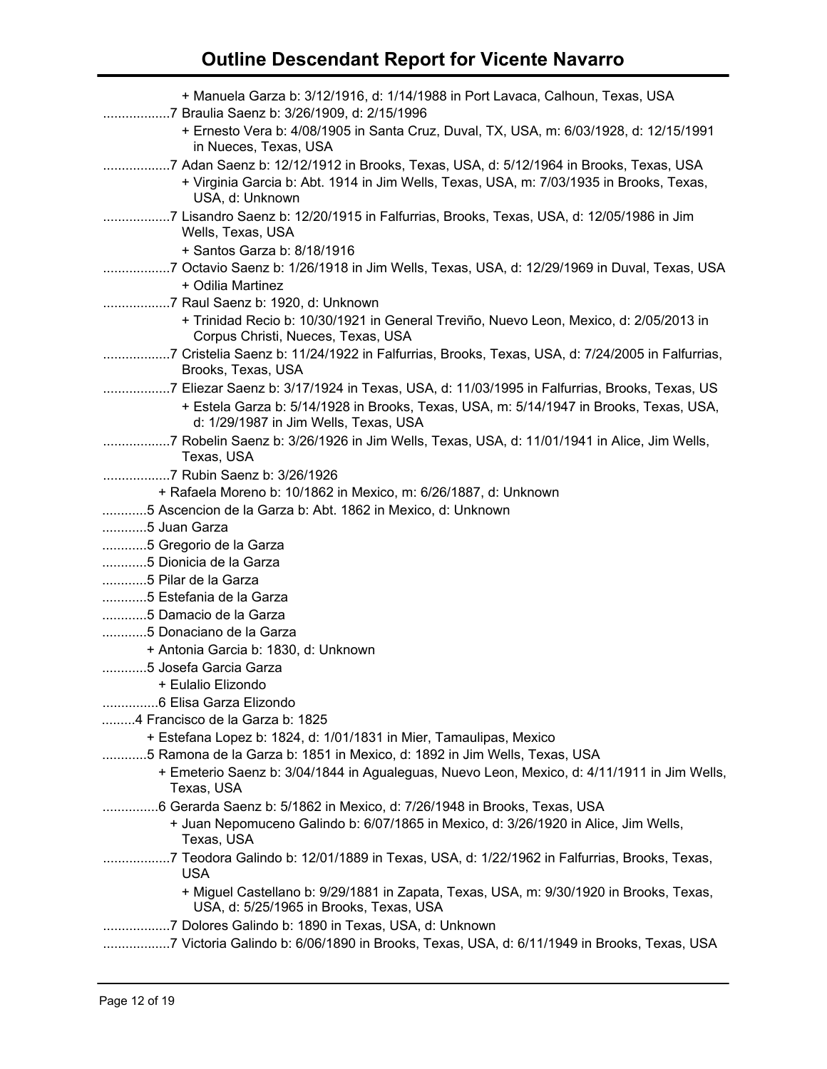# Outline Descendant Report for Vicente Navarro

+ Manuela Garza b: 3/12/1916, d: 1/14/1988 in Port Lavaca, Calhoun, Texas, USA

..................7 Braulia Saenz b: 3/26/1909, d: 2/15/1996

+ Ernesto Vera b: 4/08/1905 in Santa Cruz, Duval, TX, USA, m: 6/03/1928, d: 12/15/1991 in Nueces, Texas, USA

..................7 Adan Saenz b: 12/12/1912 in Brooks, Texas, USA, d: 5/12/1964 in Brooks, Texas, USA

+ Virginia Garcia b: Abt. 1914 in Jim Wells, Texas, USA, m: 7/03/1935 in Brooks, Texas, USA, d: Unknown

..................7 Lisandro Saenz b: 12/20/1915 in Falfurrias, Brooks, Texas, USA, d: 12/05/1986 in Jim Wells, Texas, USA

+ Santos Garza b: 8/18/1916

..................7 Octavio Saenz b: 1/26/1918 in Jim Wells, Texas, USA, d: 12/29/1969 in Duval, Texas, USA

+ Odilia Martinez

..................7 Raul Saenz b: 1920, d: Unknown

+ Trinidad Recio b: 10/30/1921 in General Treviño, Nuevo Leon, Mexico, d: 2/05/2013 in Corpus Christi, Nueces, Texas, USA

..................7 Cristelia Saenz b: 11/24/1922 in Falfurrias, Brooks, Texas, USA, d: 7/24/2005 in Falfurrias, Brooks, Texas, USA

..................7 Eliezar Saenz b: 3/17/1924 in Texas, USA, d: 11/03/1995 in Falfurrias, Brooks, Texas, US

+ Estela Garza b: 5/14/1928 in Brooks, Texas, USA, m: 5/14/1947 in Brooks, Texas, USA, d: 1/29/1987 in Jim Wells, Texas, USA

..................7 Robelin Saenz b: 3/26/1926 in Jim Wells, Texas, USA, d: 11/01/1941 in Alice, Jim Wells, Texas, USA

..................7 Rubin Saenz b: 3/26/1926

+ Rafaela Moreno b: 10/1862 in Mexico, m: 6/26/1887, d: Unknown

............5 Ascencion de la Garza b: Abt. 1862 in Mexico, d: Unknown

............5 Juan Garza

............5 Gregorio de la Garza

............5 Dionicia de la Garza

............5 Pilar de la Garza

............5 Estefania de la Garza

............5 Damacio de la Garza

............5 Donaciano de la Garza

+ Antonia Garcia b: 1830, d: Unknown

............5 Josefa Garcia Garza

+ Eulalio Elizondo

...............6 Elisa Garza Elizondo

.........4 Francisco de la Garza b: 1825

+ Estefana Lopez b: 1824, d: 1/01/1831 in Mier, Tamaulipas, Mexico

............5 Ramona de la Garza b: 1851 in Mexico, d: 1892 in Jim Wells, Texas, USA

+ Emeterio Saenz b: 3/04/1844 in Agualeguas, Nuevo Leon, Mexico, d: 4/11/1911 in Jim Wells, Texas, USA

...............6 Gerarda Saenz b: 5/1862 in Mexico, d: 7/26/1948 in Brooks, Texas, USA

+ Juan Nepomuceno Galindo b: 6/07/1865 in Mexico, d: 3/26/1920 in Alice, Jim Wells, Texas, USA

..................7 Teodora Galindo b: 12/01/1889 in Texas, USA, d: 1/22/1962 in Falfurrias, Brooks, Texas, USA

+ Miguel Castellano b: 9/29/1881 in Zapata, Texas, USA, m: 9/30/1920 in Brooks, Texas, USA, d: 5/25/1965 in Brooks, Texas, USA

..................7 Dolores Galindo b: 1890 in Texas, USA, d: Unknown

..................7 Victoria Galindo b: 6/06/1890 in Brooks, Texas, USA, d: 6/11/1949 in Brooks, Texas, USA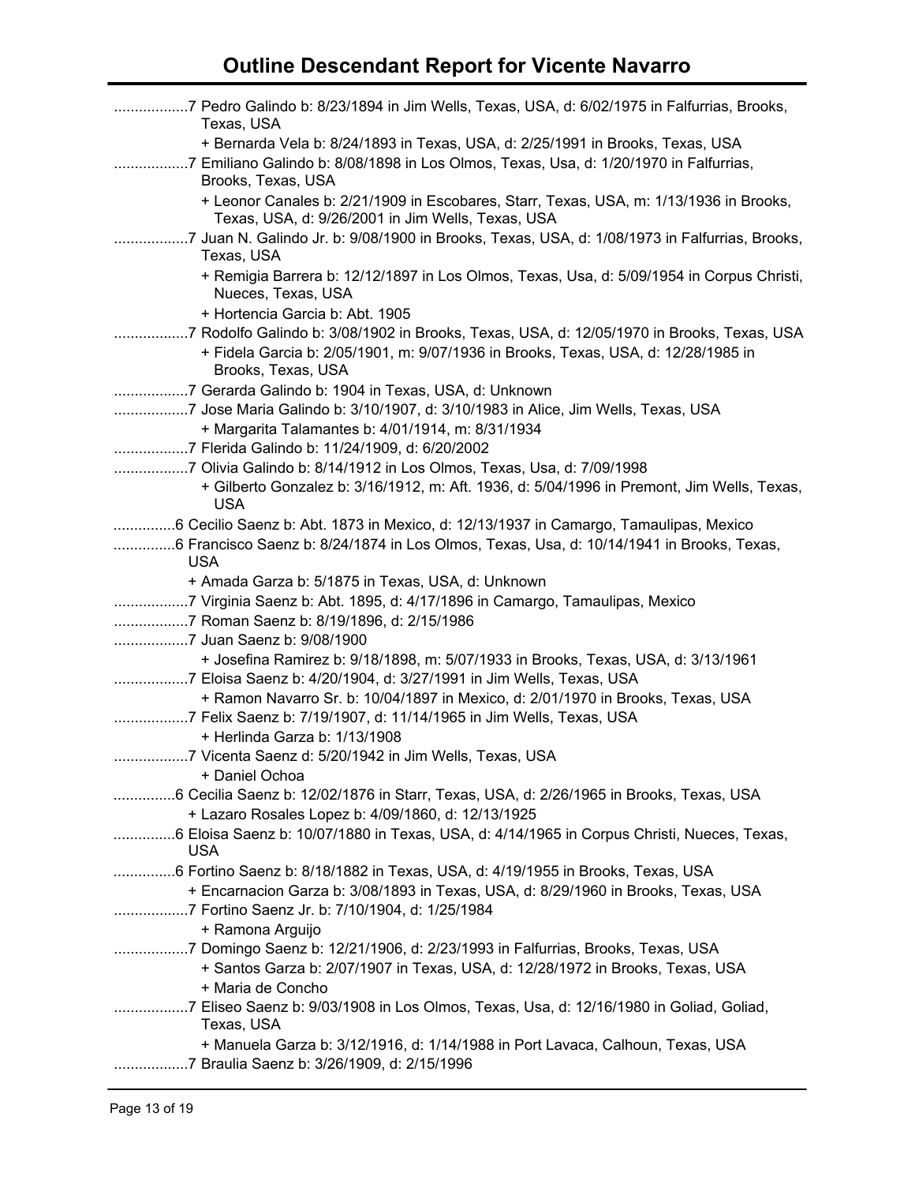# Outline Descendant Report for Vicente Navarro

..................7 Pedro Galindo b: 8/23/1894 in Jim Wells, Texas, USA, d: 6/02/1975 in Falfurrias, Brooks, Texas, USA

+ Bernarda Vela b: 8/24/1893 in Texas, USA, d: 2/25/1991 in Brooks, Texas, USA

..................7 Emiliano Galindo b: 8/08/1898 in Los Olmos, Texas, Usa, d: 1/20/1970 in Falfurrias, Brooks, Texas, USA

+ Leonor Canales b: 2/21/1909 in Escobares, Starr, Texas, USA, m: 1/13/1936 in Brooks, Texas, USA, d: 9/26/2001 in Jim Wells, Texas, USA

..................7 Juan N. Galindo Jr. b: 9/08/1900 in Brooks, Texas, USA, d: 1/08/1973 in Falfurrias, Brooks, Texas, USA

+ Remigia Barrera b: 12/12/1897 in Los Olmos, Texas, Usa, d: 5/09/1954 in Corpus Christi, Nueces, Texas, USA

+ Hortencia Garcia b: Abt. 1905

..................7 Rodolfo Galindo b: 3/08/1902 in Brooks, Texas, USA, d: 12/05/1970 in Brooks, Texas, USA

+ Fidela Garcia b: 2/05/1901, m: 9/07/1936 in Brooks, Texas, USA, d: 12/28/1985 in Brooks, Texas, USA

..................7 Gerarda Galindo b: 1904 in Texas, USA, d: Unknown

..................7 Jose Maria Galindo b: 3/10/1907, d: 3/10/1983 in Alice, Jim Wells, Texas, USA

+ Margarita Talamantes b: 4/01/1914, m: 8/31/1934

..................7 Flerida Galindo b: 11/24/1909, d: 6/20/2002

..................7 Olivia Galindo b: 8/14/1912 in Los Olmos, Texas, Usa, d: 7/09/1998

+ Gilberto Gonzalez b: 3/16/1912, m: Aft. 1936, d: 5/04/1996 in Premont, Jim Wells, Texas, USA

...............6 Cecilio Saenz b: Abt. 1873 in Mexico, d: 12/13/1937 in Camargo, Tamaulipas, Mexico

...............6 Francisco Saenz b: 8/24/1874 in Los Olmos, Texas, Usa, d: 10/14/1941 in Brooks, Texas, USA

+ Amada Garza b: 5/1875 in Texas, USA, d: Unknown

..................7 Virginia Saenz b: Abt. 1895, d: 4/17/1896 in Camargo, Tamaulipas, Mexico

..................7 Roman Saenz b: 8/19/1896, d: 2/15/1986

..................7 Juan Saenz b: 9/08/1900

+ Josefina Ramirez b: 9/18/1898, m: 5/07/1933 in Brooks, Texas, USA, d: 3/13/1961

..................7 Eloisa Saenz b: 4/20/1904, d: 3/27/1991 in Jim Wells, Texas, USA

+ Ramon Navarro Sr. b: 10/04/1897 in Mexico, d: 2/01/1970 in Brooks, Texas, USA

..................7 Felix Saenz b: 7/19/1907, d: 11/14/1965 in Jim Wells, Texas, USA

+ Herlinda Garza b: 1/13/1908

..................7 Vicenta Saenz d: 5/20/1942 in Jim Wells, Texas, USA

+ Daniel Ochoa

...............6 Cecilia Saenz b: 12/02/1876 in Starr, Texas, USA, d: 2/26/1965 in Brooks, Texas, USA

+ Lazaro Rosales Lopez b: 4/09/1860, d: 12/13/1925

...............6 Eloisa Saenz b: 10/07/1880 in Texas, USA, d: 4/14/1965 in Corpus Christi, Nueces, Texas, USA

...............6 Fortino Saenz b: 8/18/1882 in Texas, USA, d: 4/19/1955 in Brooks, Texas, USA

+ Encarnacion Garza b: 3/08/1893 in Texas, USA, d: 8/29/1960 in Brooks, Texas, USA

..................7 Fortino Saenz Jr. b: 7/10/1904, d: 1/25/1984

+ Ramona Arguijo

..................7 Domingo Saenz b: 12/21/1906, d: 2/23/1993 in Falfurrias, Brooks, Texas, USA

+ Santos Garza b: 2/07/1907 in Texas, USA, d: 12/28/1972 in Brooks, Texas, USA

+ Maria de Concho

..................7 Eliseo Saenz b: 9/03/1908 in Los Olmos, Texas, Usa, d: 12/16/1980 in Goliad, Goliad, Texas, USA

+ Manuela Garza b: 3/12/1916, d: 1/14/1988 in Port Lavaca, Calhoun, Texas, USA

..................7 Braulia Saenz b: 3/26/1909, d: 2/15/1996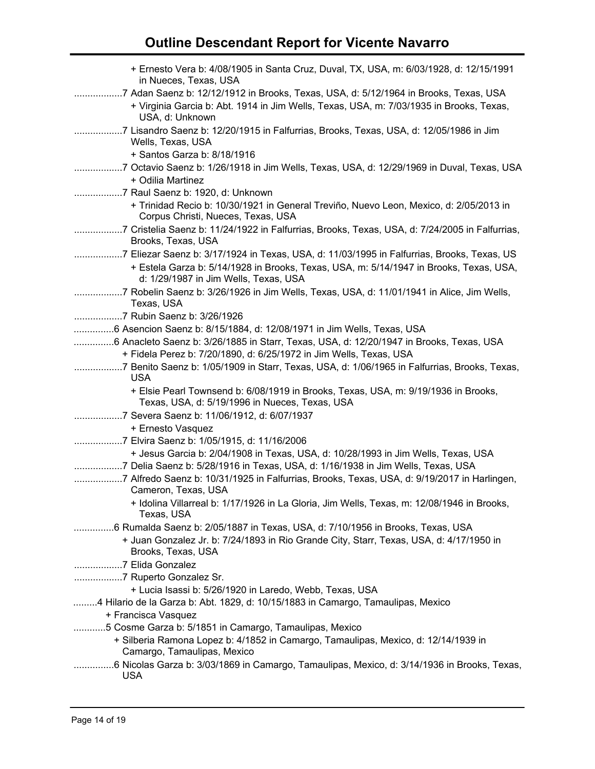# Outline Descendant Report for Vicente Navarro

+ Ernesto Vera b: 4/08/1905 in Santa Cruz, Duval, TX, USA, m: 6/03/1928, d: 12/15/1991 in Nueces, Texas, USA

..................7 Adan Saenz b: 12/12/1912 in Brooks, Texas, USA, d: 5/12/1964 in Brooks, Texas, USA

+ Virginia Garcia b: Abt. 1914 in Jim Wells, Texas, USA, m: 7/03/1935 in Brooks, Texas, USA, d: Unknown

..................7 Lisandro Saenz b: 12/20/1915 in Falfurrias, Brooks, Texas, USA, d: 12/05/1986 in Jim Wells, Texas, USA

+ Santos Garza b: 8/18/1916

..................7 Octavio Saenz b: 1/26/1918 in Jim Wells, Texas, USA, d: 12/29/1969 in Duval, Texas, USA

+ Odilia Martinez

..................7 Raul Saenz b: 1920, d: Unknown

+ Trinidad Recio b: 10/30/1921 in General Treviño, Nuevo Leon, Mexico, d: 2/05/2013 in Corpus Christi, Nueces, Texas, USA

..................7 Cristelia Saenz b: 11/24/1922 in Falfurrias, Brooks, Texas, USA, d: 7/24/2005 in Falfurrias, Brooks, Texas, USA

..................7 Eliezar Saenz b: 3/17/1924 in Texas, USA, d: 11/03/1995 in Falfurrias, Brooks, Texas, US

+ Estela Garza b: 5/14/1928 in Brooks, Texas, USA, m: 5/14/1947 in Brooks, Texas, USA, d: 1/29/1987 in Jim Wells, Texas, USA

..................7 Robelin Saenz b: 3/26/1926 in Jim Wells, Texas, USA, d: 11/01/1941 in Alice, Jim Wells, Texas, USA

..................7 Rubin Saenz b: 3/26/1926

...............6 Asencion Saenz b: 8/15/1884, d: 12/08/1971 in Jim Wells, Texas, USA

...............6 Anacleto Saenz b: 3/26/1885 in Starr, Texas, USA, d: 12/20/1947 in Brooks, Texas, USA

+ Fidela Perez b: 7/20/1890, d: 6/25/1972 in Jim Wells, Texas, USA

..................7 Benito Saenz b: 1/05/1909 in Starr, Texas, USA, d: 1/06/1965 in Falfurrias, Brooks, Texas, USA

+ Elsie Pearl Townsend b: 6/08/1919 in Brooks, Texas, USA, m: 9/19/1936 in Brooks, Texas, USA, d: 5/19/1996 in Nueces, Texas, USA

..................7 Severa Saenz b: 11/06/1912, d: 6/07/1937

+ Ernesto Vasquez

..................7 Elvira Saenz b: 1/05/1915, d: 11/16/2006

+ Jesus Garcia b: 2/04/1908 in Texas, USA, d: 10/28/1993 in Jim Wells, Texas, USA

..................7 Delia Saenz b: 5/28/1916 in Texas, USA, d: 1/16/1938 in Jim Wells, Texas, USA

..................7 Alfredo Saenz b: 10/31/1925 in Falfurrias, Brooks, Texas, USA, d: 9/19/2017 in Harlingen, Cameron, Texas, USA

+ Idolina Villarreal b: 1/17/1926 in La Gloria, Jim Wells, Texas, m: 12/08/1946 in Brooks, Texas, USA

...............6 Rumalda Saenz b: 2/05/1887 in Texas, USA, d: 7/10/1956 in Brooks, Texas, USA

+ Juan Gonzalez Jr. b: 7/24/1893 in Rio Grande City, Starr, Texas, USA, d: 4/17/1950 in Brooks, Texas, USA

..................7 Elida Gonzalez

..................7 Ruperto Gonzalez Sr.

+ Lucia Isassi b: 5/26/1920 in Laredo, Webb, Texas, USA

.........4 Hilario de la Garza b: Abt. 1829, d: 10/15/1883 in Camargo, Tamaulipas, Mexico

+ Francisca Vasquez

............5 Cosme Garza b: 5/1851 in Camargo, Tamaulipas, Mexico

+ Silberia Ramona Lopez b: 4/1852 in Camargo, Tamaulipas, Mexico, d: 12/14/1939 in Camargo, Tamaulipas, Mexico

...............6 Nicolas Garza b: 3/03/1869 in Camargo, Tamaulipas, Mexico, d: 3/14/1936 in Brooks, Texas, USA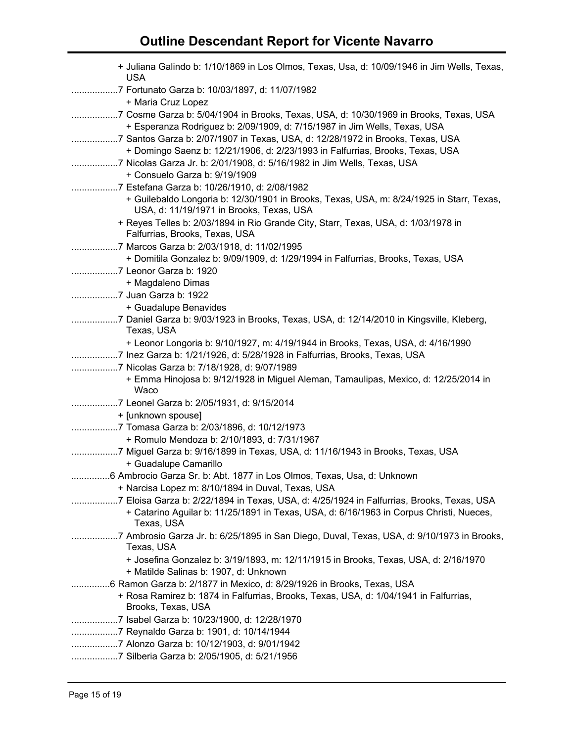+ Juliana Galindo b: 1/10/1869 in Los Olmos, Texas, Usa, d: 10/09/1946 in Jim Wells, Texas, USA

..................7 Fortunato Garza b: 10/03/1897, d: 11/07/1982

+ Maria Cruz Lopez

..................7 Cosme Garza b: 5/04/1904 in Brooks, Texas, USA, d: 10/30/1969 in Brooks, Texas, USA

+ Esperanza Rodriguez b: 2/09/1909, d: 7/15/1987 in Jim Wells, Texas, USA

..................7 Santos Garza b: 2/07/1907 in Texas, USA, d: 12/28/1972 in Brooks, Texas, USA

+ Domingo Saenz b: 12/21/1906, d: 2/23/1993 in Falfurrias, Brooks, Texas, USA

..................7 Nicolas Garza Jr. b: 2/01/1908, d: 5/16/1982 in Jim Wells, Texas, USA

+ Consuelo Garza b: 9/19/1909

..................7 Estefana Garza b: 10/26/1910, d: 2/08/1982

+ Guilebaldo Longoria b: 12/30/1901 in Brooks, Texas, USA, m: 8/24/1925 in Starr, Texas, USA, d: 11/19/1971 in Brooks, Texas, USA

+ Reyes Telles b: 2/03/1894 in Rio Grande City, Starr, Texas, USA, d: 1/03/1978 in Falfurrias, Brooks, Texas, USA

..................7 Marcos Garza b: 2/03/1918, d: 11/02/1995

+ Domitila Gonzalez b: 9/09/1909, d: 1/29/1994 in Falfurrias, Brooks, Texas, USA

..................7 Leonor Garza b: 1920

+ Magdaleno Dimas

..................7 Juan Garza b: 1922

+ Guadalupe Benavides

..................7 Daniel Garza b: 9/03/1923 in Brooks, Texas, USA, d: 12/14/2010 in Kingsville, Kleberg, Texas, USA

+ Leonor Longoria b: 9/10/1927, m: 4/19/1944 in Brooks, Texas, USA, d: 4/16/1990

..................7 Inez Garza b: 1/21/1926, d: 5/28/1928 in Falfurrias, Brooks, Texas, USA

..................7 Nicolas Garza b: 7/18/1928, d: 9/07/1989

+ Emma Hinojosa b: 9/12/1928 in Miguel Aleman, Tamaulipas, Mexico, d: 12/25/2014 in Waco

..................7 Leonel Garza b: 2/05/1931, d: 9/15/2014

+ [unknown spouse]

..................7 Tomasa Garza b: 2/03/1896, d: 10/12/1973

+ Romulo Mendoza b: 2/10/1893, d: 7/31/1967

..................7 Miguel Garza b: 9/16/1899 in Texas, USA, d: 11/16/1943 in Brooks, Texas, USA

+ Guadalupe Camarillo

...............6 Ambrocio Garza Sr. b: Abt. 1877 in Los Olmos, Texas, Usa, d: Unknown

+ Narcisa Lopez m: 8/10/1894 in Duval, Texas, USA

..................7 Eloisa Garza b: 2/22/1894 in Texas, USA, d: 4/25/1924 in Falfurrias, Brooks, Texas, USA

+ Catarino Aguilar b: 11/25/1891 in Texas, USA, d: 6/16/1963 in Corpus Christi, Nueces, Texas, USA

..................7 Ambrosio Garza Jr. b: 6/25/1895 in San Diego, Duval, Texas, USA, d: 9/10/1973 in Brooks, Texas, USA

+ Josefina Gonzalez b: 3/19/1893, m: 12/11/1915 in Brooks, Texas, USA, d: 2/16/1970

+ Matilde Salinas b: 1907, d: Unknown

...............6 Ramon Garza b: 2/1877 in Mexico, d: 8/29/1926 in Brooks, Texas, USA

+ Rosa Ramirez b: 1874 in Falfurrias, Brooks, Texas, USA, d: 1/04/1941 in Falfurrias, Brooks, Texas, USA

..................7 Isabel Garza b: 10/23/1900, d: 12/28/1970

..................7 Reynaldo Garza b: 1901, d: 10/14/1944

..................7 Alonzo Garza b: 10/12/1903, d: 9/01/1942

..................7 Silberia Garza b: 2/05/1905, d: 5/21/1956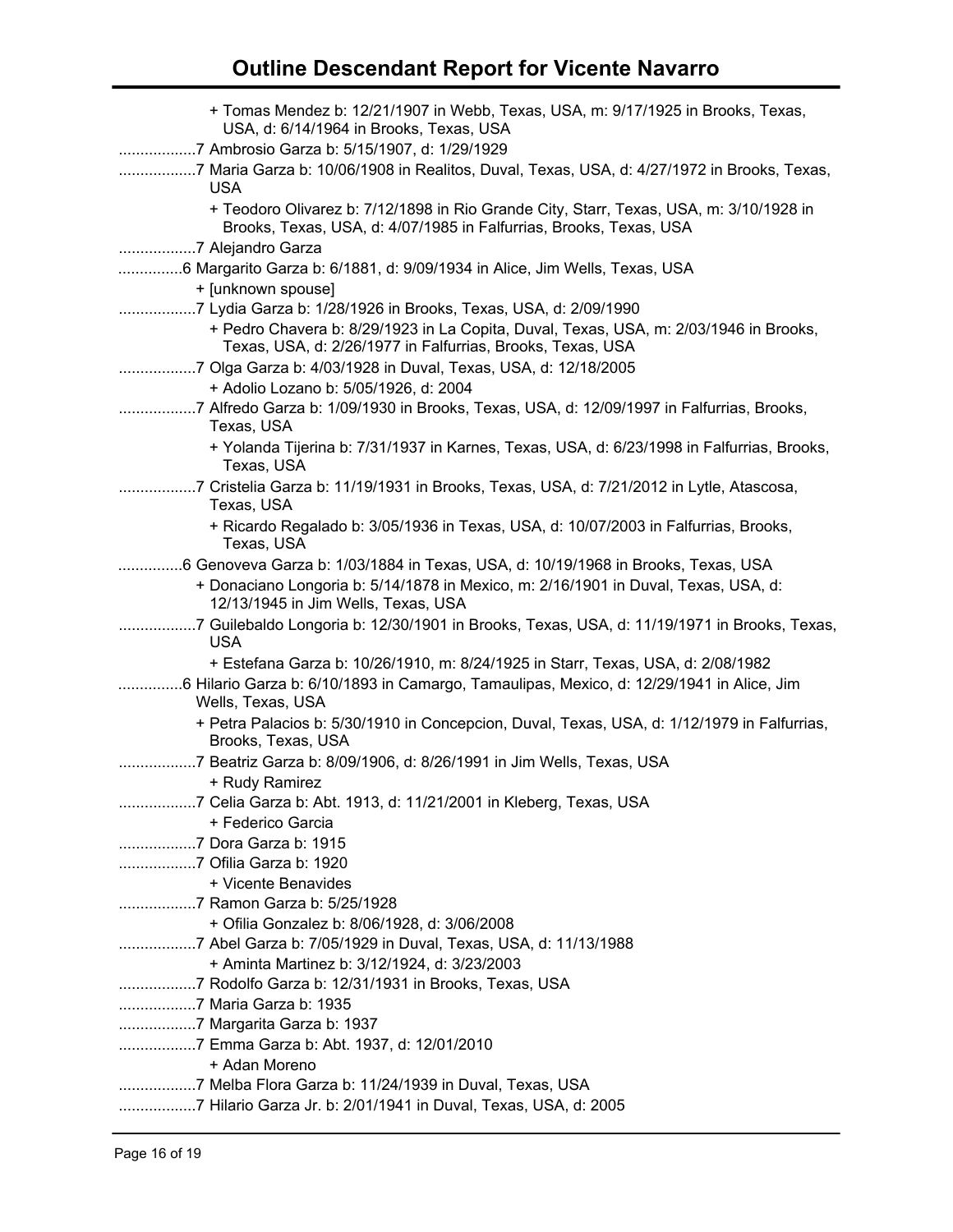+ Tomas Mendez b: 12/21/1907 in Webb, Texas, USA, m: 9/17/1925 in Brooks, Texas, USA, d: 6/14/1964 in Brooks, Texas, USA

..................7 Ambrosio Garza b: 5/15/1907, d: 1/29/1929

..................7 Maria Garza b: 10/06/1908 in Realitos, Duval, Texas, USA, d: 4/27/1972 in Brooks, Texas, USA

+ Teodoro Olivarez b: 7/12/1898 in Rio Grande City, Starr, Texas, USA, m: 3/10/1928 in Brooks, Texas, USA, d: 4/07/1985 in Falfurrias, Brooks, Texas, USA

..................7 Alejandro Garza

...............6 Margarito Garza b: 6/1881, d: 9/09/1934 in Alice, Jim Wells, Texas, USA

+ [unknown spouse]

..................7 Lydia Garza b: 1/28/1926 in Brooks, Texas, USA, d: 2/09/1990

+ Pedro Chavera b: 8/29/1923 in La Copita, Duval, Texas, USA, m: 2/03/1946 in Brooks, Texas, USA, d: 2/26/1977 in Falfurrias, Brooks, Texas, USA

..................7 Olga Garza b: 4/03/1928 in Duval, Texas, USA, d: 12/18/2005

+ Adolio Lozano b: 5/05/1926, d: 2004

..................7 Alfredo Garza b: 1/09/1930 in Brooks, Texas, USA, d: 12/09/1997 in Falfurrias, Brooks, Texas, USA

+ Yolanda Tijerina b: 7/31/1937 in Karnes, Texas, USA, d: 6/23/1998 in Falfurrias, Brooks, Texas, USA

..................7 Cristelia Garza b: 11/19/1931 in Brooks, Texas, USA, d: 7/21/2012 in Lytle, Atascosa, Texas, USA

+ Ricardo Regalado b: 3/05/1936 in Texas, USA, d: 10/07/2003 in Falfurrias, Brooks, Texas, USA

...............6 Genoveva Garza b: 1/03/1884 in Texas, USA, d: 10/19/1968 in Brooks, Texas, USA

+ Donaciano Longoria b: 5/14/1878 in Mexico, m: 2/16/1901 in Duval, Texas, USA, d: 12/13/1945 in Jim Wells, Texas, USA

..................7 Guilebaldo Longoria b: 12/30/1901 in Brooks, Texas, USA, d: 11/19/1971 in Brooks, Texas, USA

+ Estefana Garza b: 10/26/1910, m: 8/24/1925 in Starr, Texas, USA, d: 2/08/1982

...............6 Hilario Garza b: 6/10/1893 in Camargo, Tamaulipas, Mexico, d: 12/29/1941 in Alice, Jim Wells, Texas, USA

+ Petra Palacios b: 5/30/1910 in Concepcion, Duval, Texas, USA, d: 1/12/1979 in Falfurrias, Brooks, Texas, USA

..................7 Beatriz Garza b: 8/09/1906, d: 8/26/1991 in Jim Wells, Texas, USA

+ Rudy Ramirez

..................7 Celia Garza b: Abt. 1913, d: 11/21/2001 in Kleberg, Texas, USA

+ Federico Garcia

..................7 Dora Garza b: 1915

..................7 Ofilia Garza b: 1920

+ Vicente Benavides

..................7 Ramon Garza b: 5/25/1928

+ Ofilia Gonzalez b: 8/06/1928, d: 3/06/2008

..................7 Abel Garza b: 7/05/1929 in Duval, Texas, USA, d: 11/13/1988

+ Aminta Martinez b: 3/12/1924, d: 3/23/2003

..................7 Rodolfo Garza b: 12/31/1931 in Brooks, Texas, USA

..................7 Maria Garza b: 1935

..................7 Margarita Garza b: 1937

..................7 Emma Garza b: Abt. 1937, d: 12/01/2010

+ Adan Moreno

..................7 Melba Flora Garza b: 11/24/1939 in Duval, Texas, USA

..................7 Hilario Garza Jr. b: 2/01/1941 in Duval, Texas, USA, d: 2005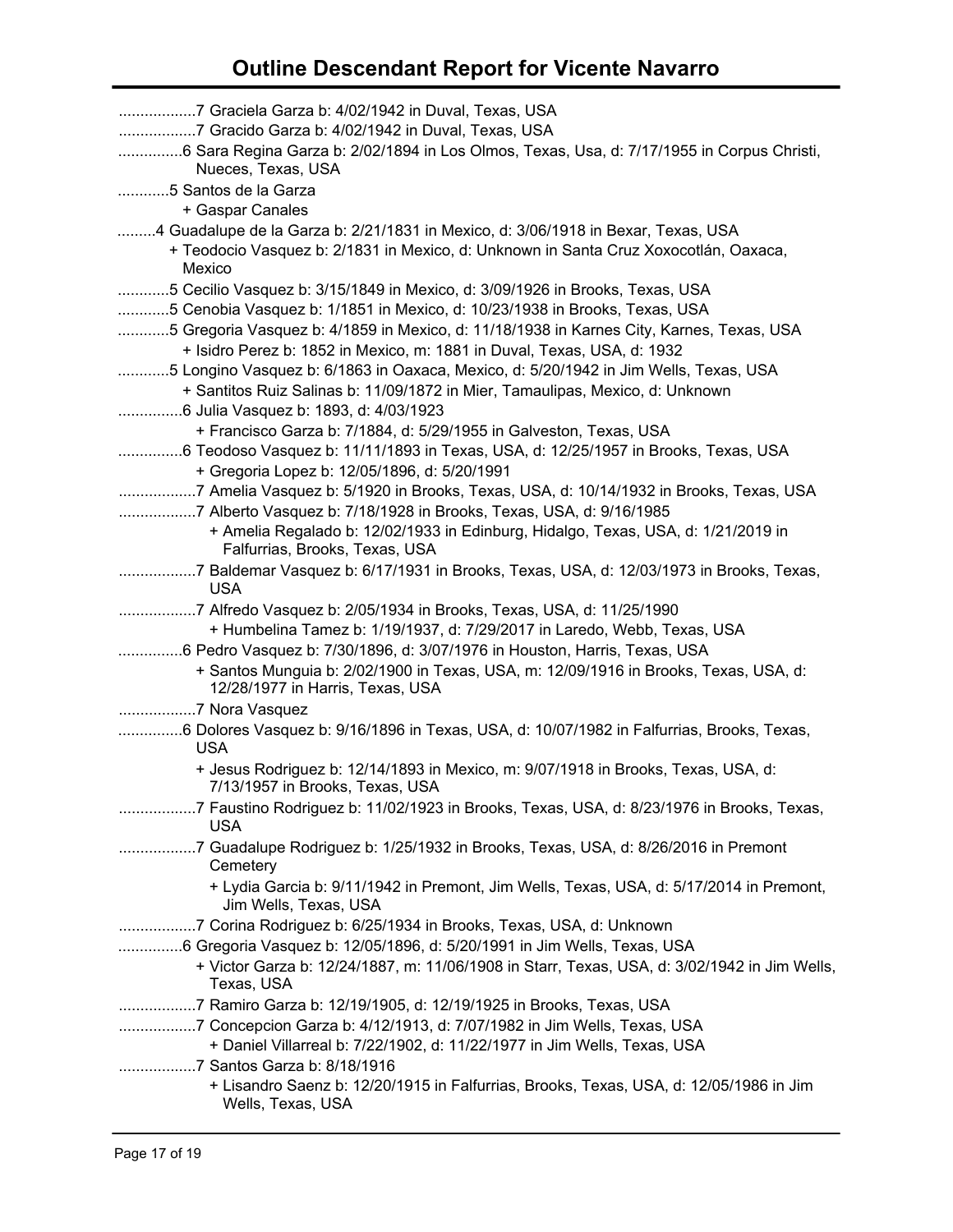# Outline Descendant Report for Vicente Navarro

..................7 Graciela Garza b: 4/02/1942 in Duval, Texas, USA

..................7 Gracido Garza b: 4/02/1942 in Duval, Texas, USA

...............6 Sara Regina Garza b: 2/02/1894 in Los Olmos, Texas, Usa, d: 7/17/1955 in Corpus Christi, Nueces, Texas, USA

............5 Santos de la Garza

+ Gaspar Canales

.........4 Guadalupe de la Garza b: 2/21/1831 in Mexico, d: 3/06/1918 in Bexar, Texas, USA

+ Teodocio Vasquez b: 2/1831 in Mexico, d: Unknown in Santa Cruz Xoxocotlán, Oaxaca, Mexico

............5 Cecilio Vasquez b: 3/15/1849 in Mexico, d: 3/09/1926 in Brooks, Texas, USA

............5 Cenobia Vasquez b: 1/1851 in Mexico, d: 10/23/1938 in Brooks, Texas, USA

............5 Gregoria Vasquez b: 4/1859 in Mexico, d: 11/18/1938 in Karnes City, Karnes, Texas, USA

+ Isidro Perez b: 1852 in Mexico, m: 1881 in Duval, Texas, USA, d: 1932

............5 Longino Vasquez b: 6/1863 in Oaxaca, Mexico, d: 5/20/1942 in Jim Wells, Texas, USA

+ Santitos Ruiz Salinas b: 11/09/1872 in Mier, Tamaulipas, Mexico, d: Unknown

...............6 Julia Vasquez b: 1893, d: 4/03/1923

+ Francisco Garza b: 7/1884, d: 5/29/1955 in Galveston, Texas, USA

...............6 Teodoso Vasquez b: 11/11/1893 in Texas, USA, d: 12/25/1957 in Brooks, Texas, USA

+ Gregoria Lopez b: 12/05/1896, d: 5/20/1991

..................7 Amelia Vasquez b: 5/1920 in Brooks, Texas, USA, d: 10/14/1932 in Brooks, Texas, USA

..................7 Alberto Vasquez b: 7/18/1928 in Brooks, Texas, USA, d: 9/16/1985

+ Amelia Regalado b: 12/02/1933 in Edinburg, Hidalgo, Texas, USA, d: 1/21/2019 in Falfurrias, Brooks, Texas, USA

..................7 Baldemar Vasquez b: 6/17/1931 in Brooks, Texas, USA, d: 12/03/1973 in Brooks, Texas, USA

..................7 Alfredo Vasquez b: 2/05/1934 in Brooks, Texas, USA, d: 11/25/1990

+ Humbelina Tamez b: 1/19/1937, d: 7/29/2017 in Laredo, Webb, Texas, USA

...............6 Pedro Vasquez b: 7/30/1896, d: 3/07/1976 in Houston, Harris, Texas, USA

+ Santos Munguia b: 2/02/1900 in Texas, USA, m: 12/09/1916 in Brooks, Texas, USA, d: 12/28/1977 in Harris, Texas, USA

..................7 Nora Vasquez

...............6 Dolores Vasquez b: 9/16/1896 in Texas, USA, d: 10/07/1982 in Falfurrias, Brooks, Texas, USA

+ Jesus Rodriguez b: 12/14/1893 in Mexico, m: 9/07/1918 in Brooks, Texas, USA, d: 7/13/1957 in Brooks, Texas, USA

..................7 Faustino Rodriguez b: 11/02/1923 in Brooks, Texas, USA, d: 8/23/1976 in Brooks, Texas, USA

..................7 Guadalupe Rodriguez b: 1/25/1932 in Brooks, Texas, USA, d: 8/26/2016 in Premont Cemetery

+ Lydia Garcia b: 9/11/1942 in Premont, Jim Wells, Texas, USA, d: 5/17/2014 in Premont, Jim Wells, Texas, USA

..................7 Corina Rodriguez b: 6/25/1934 in Brooks, Texas, USA, d: Unknown

...............6 Gregoria Vasquez b: 12/05/1896, d: 5/20/1991 in Jim Wells, Texas, USA

+ Victor Garza b: 12/24/1887, m: 11/06/1908 in Starr, Texas, USA, d: 3/02/1942 in Jim Wells, Texas, USA

..................7 Ramiro Garza b: 12/19/1905, d: 12/19/1925 in Brooks, Texas, USA

..................7 Concepcion Garza b: 4/12/1913, d: 7/07/1982 in Jim Wells, Texas, USA

+ Daniel Villarreal b: 7/22/1902, d: 11/22/1977 in Jim Wells, Texas, USA

..................7 Santos Garza b: 8/18/1916

+ Lisandro Saenz b: 12/20/1915 in Falfurrias, Brooks, Texas, USA, d: 12/05/1986 in Jim Wells, Texas, USA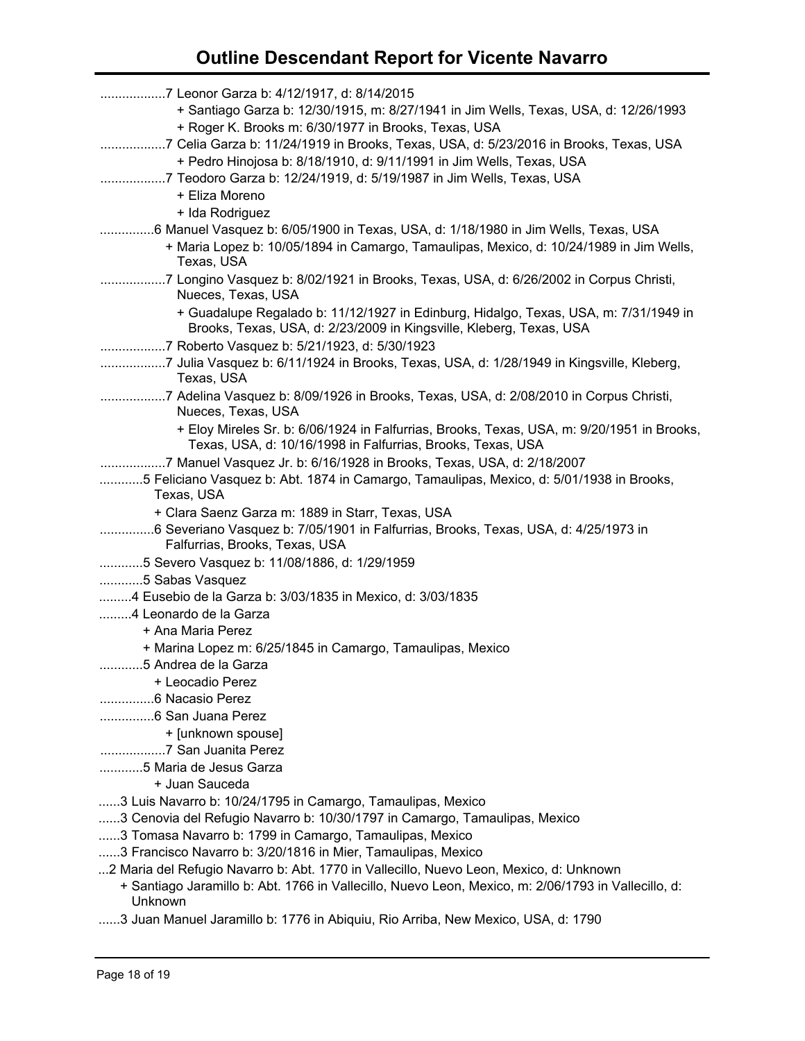# Outline Descendant Report for Vicente Navarro

..................7 Leonor Garza b: 4/12/1917, d: 8/14/2015

+ Santiago Garza b: 12/30/1915, m: 8/27/1941 in Jim Wells, Texas, USA, d: 12/26/1993

+ Roger K. Brooks m: 6/30/1977 in Brooks, Texas, USA

..................7 Celia Garza b: 11/24/1919 in Brooks, Texas, USA, d: 5/23/2016 in Brooks, Texas, USA

+ Pedro Hinojosa b: 8/18/1910, d: 9/11/1991 in Jim Wells, Texas, USA

..................7 Teodoro Garza b: 12/24/1919, d: 5/19/1987 in Jim Wells, Texas, USA

+ Eliza Moreno

+ Ida Rodriguez

...............6 Manuel Vasquez b: 6/05/1900 in Texas, USA, d: 1/18/1980 in Jim Wells, Texas, USA

+ Maria Lopez b: 10/05/1894 in Camargo, Tamaulipas, Mexico, d: 10/24/1989 in Jim Wells, Texas, USA

..................7 Longino Vasquez b: 8/02/1921 in Brooks, Texas, USA, d: 6/26/2002 in Corpus Christi, Nueces, Texas, USA

+ Guadalupe Regalado b: 11/12/1927 in Edinburg, Hidalgo, Texas, USA, m: 7/31/1949 in Brooks, Texas, USA, d: 2/23/2009 in Kingsville, Kleberg, Texas, USA

..................7 Roberto Vasquez b: 5/21/1923, d: 5/30/1923

..................7 Julia Vasquez b: 6/11/1924 in Brooks, Texas, USA, d: 1/28/1949 in Kingsville, Kleberg, Texas, USA

..................7 Adelina Vasquez b: 8/09/1926 in Brooks, Texas, USA, d: 2/08/2010 in Corpus Christi, Nueces, Texas, USA

+ Eloy Mireles Sr. b: 6/06/1924 in Falfurrias, Brooks, Texas, USA, m: 9/20/1951 in Brooks, Texas, USA, d: 10/16/1998 in Falfurrias, Brooks, Texas, USA

..................7 Manuel Vasquez Jr. b: 6/16/1928 in Brooks, Texas, USA, d: 2/18/2007

............5 Feliciano Vasquez b: Abt. 1874 in Camargo, Tamaulipas, Mexico, d: 5/01/1938 in Brooks, Texas, USA

+ Clara Saenz Garza m: 1889 in Starr, Texas, USA

...............6 Severiano Vasquez b: 7/05/1901 in Falfurrias, Brooks, Texas, USA, d: 4/25/1973 in Falfurrias, Brooks, Texas, USA

............5 Severo Vasquez b: 11/08/1886, d: 1/29/1959

............5 Sabas Vasquez

.........4 Eusebio de la Garza b: 3/03/1835 in Mexico, d: 3/03/1835

.........4 Leonardo de la Garza

+ Ana Maria Perez

+ Marina Lopez m: 6/25/1845 in Camargo, Tamaulipas, Mexico

............5 Andrea de la Garza

+ Leocadio Perez

...............6 Nacasio Perez

...............6 San Juana Perez

+ [unknown spouse]

..................7 San Juanita Perez

............5 Maria de Jesus Garza

+ Juan Sauceda

......3 Luis Navarro b: 10/24/1795 in Camargo, Tamaulipas, Mexico

......3 Cenovia del Refugio Navarro b: 10/30/1797 in Camargo, Tamaulipas, Mexico

......3 Tomasa Navarro b: 1799 in Camargo, Tamaulipas, Mexico

......3 Francisco Navarro b: 3/20/1816 in Mier, Tamaulipas, Mexico

...2 Maria del Refugio Navarro b: Abt. 1770 in Vallecillo, Nuevo Leon, Mexico, d: Unknown

+ Santiago Jaramillo b: Abt. 1766 in Vallecillo, Nuevo Leon, Mexico, m: 2/06/1793 in Vallecillo, d: Unknown

......3 Juan Manuel Jaramillo b: 1776 in Abiquiu, Rio Arriba, New Mexico, USA, d: 1790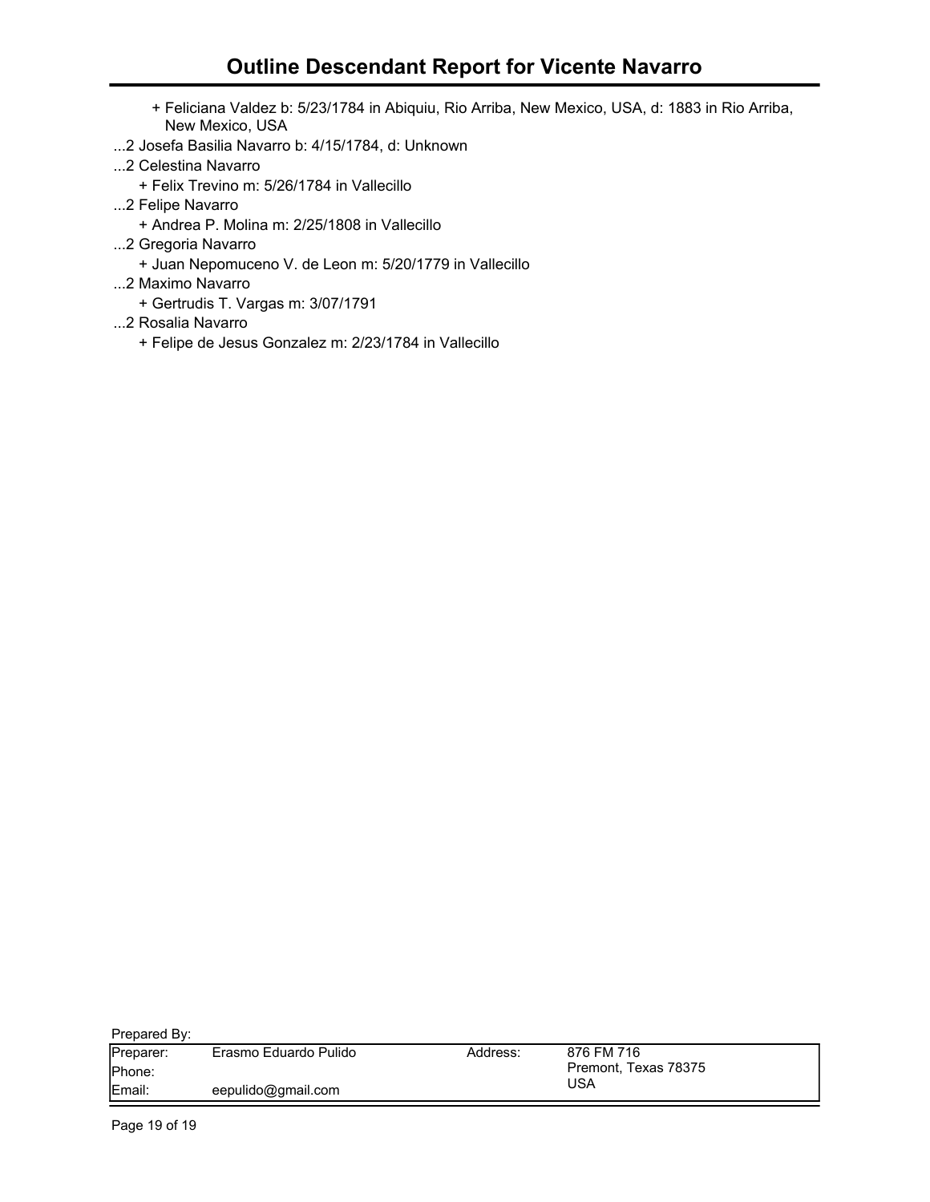+ Feliciana Valdez b: 5/23/1784 in Abiquiu, Rio Arriba, New Mexico, USA, d: 1883 in Rio Arriba, New Mexico, USA

...2 Josefa Basilia Navarro b: 4/15/1784, d: Unknown

...2 Celestina Navarro

+ Felix Trevino m: 5/26/1784 in Vallecillo

...2 Felipe Navarro

+ Andrea P. Molina m: 2/25/1808 in Vallecillo

...2 Gregoria Navarro

+ Juan Nepomuceno V. de Leon m: 5/20/1779 in Vallecillo

...2 Maximo Navarro

+ Gertrudis T. Vargas m: 3/07/1791

...2 Rosalia Navarro

+ Felipe de Jesus Gonzalez m: 2/23/1784 in Vallecillo

Prepared By:

| | | | |
|---|---|---|---|
| Preparer: | Erasmo Eduardo Pulido | Address: | 876 FM 716 |
| Phone: | | | Premont, Texas 78375 |
| Email: | eepulido@gmail.com | | USA |